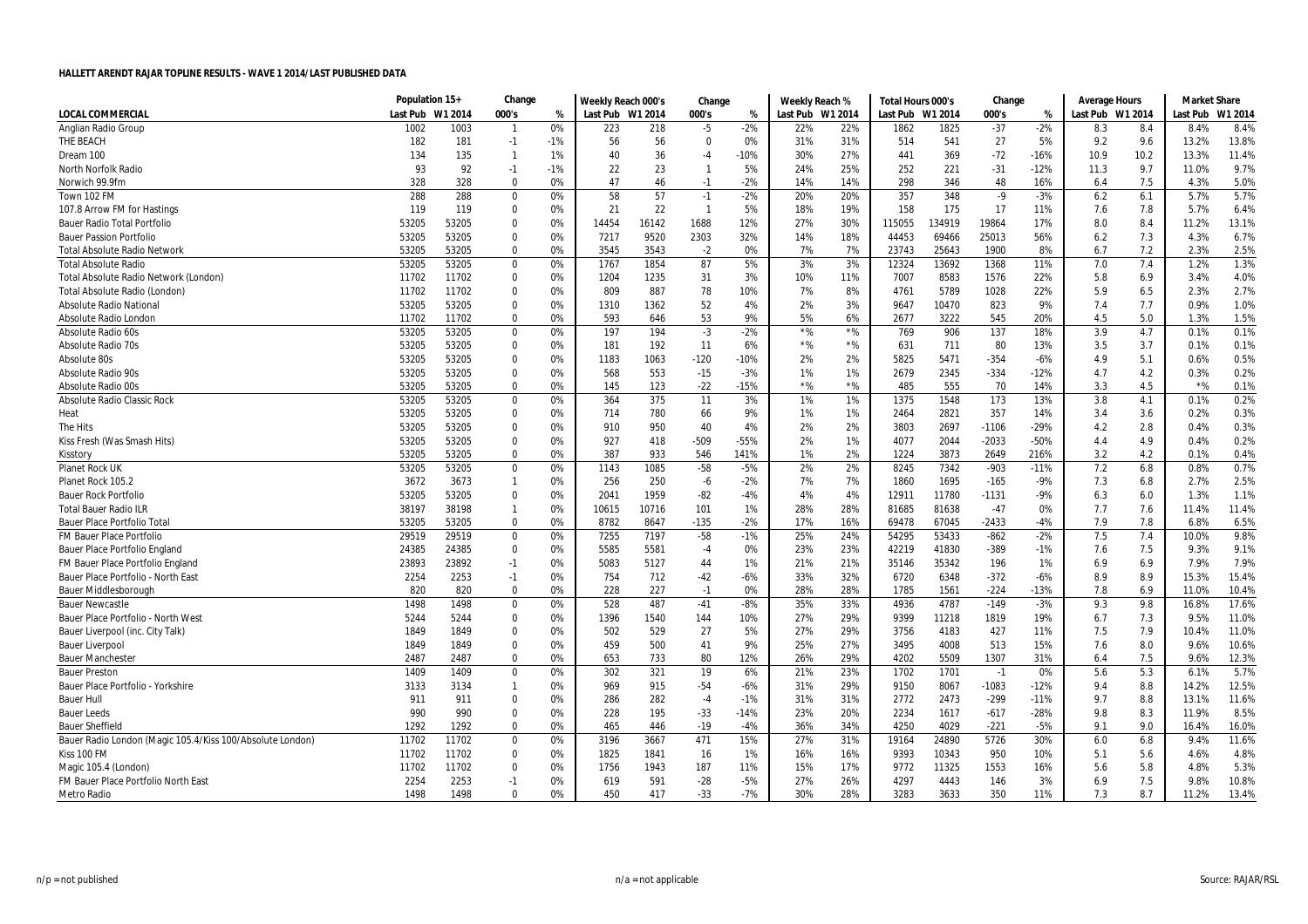## HALLETT ARENDT RAJAR TOPLINE RESULTS - WAVE 1 2014/LAST PUBLISHED DATA

| | Population 15+ | | Change | | Weekly Reach 000's | | Change | | Weekly Reach % | | Total Hours 000's | | Change | | Average Hours | | Market Share | |
|---|---|---|---|---|---|---|---|---|---|---|---|---|---|---|---|---|---|---|
| LOCAL COMMERCIAL | Last Pub | W1 2014 | 000's | % | Last Pub | W1 2014 | 000's | % | Last Pub | W1 2014 | Last Pub | W1 2014 | 000's | % | Last Pub | W1 2014 | Last Pub | W1 2014 |
| Anglian Radio Group | 1002 | 1003 | 1 | 0% | 223 | 218 | -5 | -2% | 22% | 22% | 1862 | 1825 | -37 | -2% | 8.3 | 8.4 | 8.4% | 8.4% |
| THE BEACH | 182 | 181 | -1 | -1% | 56 | 56 | 0 | 0% | 31% | 31% | 514 | 541 | 27 | 5% | 9.2 | 9.6 | 13.2% | 13.8% |
| Dream 100 | 134 | 135 | 1 | 1% | 40 | 36 | -4 | -10% | 30% | 27% | 441 | 369 | -72 | -16% | 10.9 | 10.2 | 13.3% | 11.4% |
| North Norfolk Radio | 93 | 92 | -1 | -1% | 22 | 23 | 1 | 5% | 24% | 25% | 252 | 221 | -31 | -12% | 11.3 | 9.7 | 11.0% | 9.7% |
| Norwich 99.9fm | 328 | 328 | 0 | 0% | 47 | 46 | -1 | -2% | 14% | 14% | 298 | 346 | 48 | 16% | 6.4 | 7.5 | 4.3% | 5.0% |
| Town 102 FM | 288 | 288 | 0 | 0% | 58 | 57 | -1 | -2% | 20% | 20% | 357 | 348 | -9 | -3% | 6.2 | 6.1 | 5.7% | 5.7% |
| 107.8 Arrow FM for Hastings | 119 | 119 | 0 | 0% | 21 | 22 | 1 | 5% | 18% | 19% | 158 | 175 | 17 | 11% | 7.6 | 7.8 | 5.7% | 6.4% |
| Bauer Radio Total Portfolio | 53205 | 53205 | 0 | 0% | 14454 | 16142 | 1688 | 12% | 27% | 30% | 115055 | 134919 | 19864 | 17% | 8.0 | 8.4 | 11.2% | 13.1% |
| Bauer Passion Portfolio | 53205 | 53205 | 0 | 0% | 7217 | 9520 | 2303 | 32% | 14% | 18% | 44453 | 69466 | 25013 | 56% | 6.2 | 7.3 | 4.3% | 6.7% |
| Total Absolute Radio Network | 53205 | 53205 | 0 | 0% | 3545 | 3543 | -2 | 0% | 7% | 7% | 23743 | 25643 | 1900 | 8% | 6.7 | 7.2 | 2.3% | 2.5% |
| Total Absolute Radio | 53205 | 53205 | 0 | 0% | 1767 | 1854 | 87 | 5% | 3% | 3% | 12324 | 13692 | 1368 | 11% | 7.0 | 7.4 | 1.2% | 1.3% |
| Total Absolute Radio Network (London) | 11702 | 11702 | 0 | 0% | 1204 | 1235 | 31 | 3% | 10% | 11% | 7007 | 8583 | 1576 | 22% | 5.8 | 6.9 | 3.4% | 4.0% |
| Total Absolute Radio (London) | 11702 | 11702 | 0 | 0% | 809 | 887 | 78 | 10% | 7% | 8% | 4761 | 5789 | 1028 | 22% | 5.9 | 6.5 | 2.3% | 2.7% |
| Absolute Radio National | 53205 | 53205 | 0 | 0% | 1310 | 1362 | 52 | 4% | 2% | 3% | 9647 | 10470 | 823 | 9% | 7.4 | 7.7 | 0.9% | 1.0% |
| Absolute Radio London | 11702 | 11702 | 0 | 0% | 593 | 646 | 53 | 9% | 5% | 6% | 2677 | 3222 | 545 | 20% | 4.5 | 5.0 | 1.3% | 1.5% |
| Absolute Radio 60s | 53205 | 53205 | 0 | 0% | 197 | 194 | -3 | -2% | *% | *% | 769 | 906 | 137 | 18% | 3.9 | 4.7 | 0.1% | 0.1% |
| Absolute Radio 70s | 53205 | 53205 | 0 | 0% | 181 | 192 | 11 | 6% | *% | *% | 631 | 711 | 80 | 13% | 3.5 | 3.7 | 0.1% | 0.1% |
| Absolute 80s | 53205 | 53205 | 0 | 0% | 1183 | 1063 | -120 | -10% | 2% | 2% | 5825 | 5471 | -354 | -6% | 4.9 | 5.1 | 0.6% | 0.5% |
| Absolute Radio 90s | 53205 | 53205 | 0 | 0% | 568 | 553 | -15 | -3% | 1% | 1% | 2679 | 2345 | -334 | -12% | 4.7 | 4.2 | 0.3% | 0.2% |
| Absolute Radio 00s | 53205 | 53205 | 0 | 0% | 145 | 123 | -22 | -15% | *% | *% | 485 | 555 | 70 | 14% | 3.3 | 4.5 | *% | 0.1% |
| Absolute Radio Classic Rock | 53205 | 53205 | 0 | 0% | 364 | 375 | 11 | 3% | 1% | 1% | 1375 | 1548 | 173 | 13% | 3.8 | 4.1 | 0.1% | 0.2% |
| Heat | 53205 | 53205 | 0 | 0% | 714 | 780 | 66 | 9% | 1% | 1% | 2464 | 2821 | 357 | 14% | 3.4 | 3.6 | 0.2% | 0.3% |
| The Hits | 53205 | 53205 | 0 | 0% | 910 | 950 | 40 | 4% | 2% | 2% | 3803 | 2697 | -1106 | -29% | 4.2 | 2.8 | 0.4% | 0.3% |
| Kiss Fresh (Was Smash Hits) | 53205 | 53205 | 0 | 0% | 927 | 418 | -509 | -55% | 2% | 1% | 4077 | 2044 | -2033 | -50% | 4.4 | 4.9 | 0.4% | 0.2% |
| Kisstory | 53205 | 53205 | 0 | 0% | 387 | 933 | 546 | 141% | 1% | 2% | 1224 | 3873 | 2649 | 216% | 3.2 | 4.2 | 0.1% | 0.4% |
| Planet Rock UK | 53205 | 53205 | 0 | 0% | 1143 | 1085 | -58 | -5% | 2% | 2% | 8245 | 7342 | -903 | -11% | 7.2 | 6.8 | 0.8% | 0.7% |
| Planet Rock 105.2 | 3672 | 3673 | 1 | 0% | 256 | 250 | -6 | -2% | 7% | 7% | 1860 | 1695 | -165 | -9% | 7.3 | 6.8 | 2.7% | 2.5% |
| Bauer Rock Portfolio | 53205 | 53205 | 0 | 0% | 2041 | 1959 | -82 | -4% | 4% | 4% | 12911 | 11780 | -1131 | -9% | 6.3 | 6.0 | 1.3% | 1.1% |
| Total Bauer Radio ILR | 38197 | 38198 | 1 | 0% | 10615 | 10716 | 101 | 1% | 28% | 28% | 81685 | 81638 | -47 | 0% | 7.7 | 7.6 | 11.4% | 11.4% |
| Bauer Place Portfolio Total | 53205 | 53205 | 0 | 0% | 8782 | 8647 | -135 | -2% | 17% | 16% | 69478 | 67045 | -2433 | -4% | 7.9 | 7.8 | 6.8% | 6.5% |
| FM Bauer Place Portfolio | 29519 | 29519 | 0 | 0% | 7255 | 7197 | -58 | -1% | 25% | 24% | 54295 | 53433 | -862 | -2% | 7.5 | 7.4 | 10.0% | 9.8% |
| Bauer Place Portfolio England | 24385 | 24385 | 0 | 0% | 5585 | 5581 | -4 | 0% | 23% | 23% | 42219 | 41830 | -389 | -1% | 7.6 | 7.5 | 9.3% | 9.1% |
| FM Bauer Place Portfolio England | 23893 | 23892 | -1 | 0% | 5083 | 5127 | 44 | 1% | 21% | 21% | 35146 | 35342 | 196 | 1% | 6.9 | 6.9 | 7.9% | 7.9% |
| Bauer Place Portfolio - North East | 2254 | 2253 | -1 | 0% | 754 | 712 | -42 | -6% | 33% | 32% | 6720 | 6348 | -372 | -6% | 8.9 | 8.9 | 15.3% | 15.4% |
| Bauer Middlesborough | 820 | 820 | 0 | 0% | 228 | 227 | -1 | 0% | 28% | 28% | 1785 | 1561 | -224 | -13% | 7.8 | 6.9 | 11.0% | 10.4% |
| Bauer Newcastle | 1498 | 1498 | 0 | 0% | 528 | 487 | -41 | -8% | 35% | 33% | 4936 | 4787 | -149 | -3% | 9.3 | 9.8 | 16.8% | 17.6% |
| Bauer Place Portfolio - North West | 5244 | 5244 | 0 | 0% | 1396 | 1540 | 144 | 10% | 27% | 29% | 9399 | 11218 | 1819 | 19% | 6.7 | 7.3 | 9.5% | 11.0% |
| Bauer Liverpool (inc. City Talk) | 1849 | 1849 | 0 | 0% | 502 | 529 | 27 | 5% | 27% | 29% | 3756 | 4183 | 427 | 11% | 7.5 | 7.9 | 10.4% | 11.0% |
| Bauer Liverpool | 1849 | 1849 | 0 | 0% | 459 | 500 | 41 | 9% | 25% | 27% | 3495 | 4008 | 513 | 15% | 7.6 | 8.0 | 9.6% | 10.6% |
| Bauer Manchester | 2487 | 2487 | 0 | 0% | 653 | 733 | 80 | 12% | 26% | 29% | 4202 | 5509 | 1307 | 31% | 6.4 | 7.5 | 9.6% | 12.3% |
| Bauer Preston | 1409 | 1409 | 0 | 0% | 302 | 321 | 19 | 6% | 21% | 23% | 1702 | 1701 | -1 | 0% | 5.6 | 5.3 | 6.1% | 5.7% |
| Bauer Place Portfolio - Yorkshire | 3133 | 3134 | 1 | 0% | 969 | 915 | -54 | -6% | 31% | 29% | 9150 | 8067 | -1083 | -12% | 9.4 | 8.8 | 14.2% | 12.5% |
| Bauer Hull | 911 | 911 | 0 | 0% | 286 | 282 | -4 | -1% | 31% | 31% | 2772 | 2473 | -299 | -11% | 9.7 | 8.8 | 13.1% | 11.6% |
| Bauer Leeds | 990 | 990 | 0 | 0% | 228 | 195 | -33 | -14% | 23% | 20% | 2234 | 1617 | -617 | -28% | 9.8 | 8.3 | 11.9% | 8.5% |
| Bauer Sheffield | 1292 | 1292 | 0 | 0% | 465 | 446 | -19 | -4% | 36% | 34% | 4250 | 4029 | -221 | -5% | 9.1 | 9.0 | 16.4% | 16.0% |
| Bauer Radio London (Magic 105.4/Kiss 100/Absolute London) | 11702 | 11702 | 0 | 0% | 3196 | 3667 | 471 | 15% | 27% | 31% | 19164 | 24890 | 5726 | 30% | 6.0 | 6.8 | 9.4% | 11.6% |
| Kiss 100 FM | 11702 | 11702 | 0 | 0% | 1825 | 1841 | 16 | 1% | 16% | 16% | 9393 | 10343 | 950 | 10% | 5.1 | 5.6 | 4.6% | 4.8% |
| Magic 105.4 (London) | 11702 | 11702 | 0 | 0% | 1756 | 1943 | 187 | 11% | 15% | 17% | 9772 | 11325 | 1553 | 16% | 5.6 | 5.8 | 4.8% | 5.3% |
| FM Bauer Place Portfolio North East | 2254 | 2253 | -1 | 0% | 619 | 591 | -28 | -5% | 27% | 26% | 4297 | 4443 | 146 | 3% | 6.9 | 7.5 | 9.8% | 10.8% |
| Metro Radio | 1498 | 1498 | 0 | 0% | 450 | 417 | -33 | -7% | 30% | 28% | 3283 | 3633 | 350 | 11% | 7.3 | 8.7 | 11.2% | 13.4% |

n/p = not published n/a = not applicable Source: RAJAR/RSL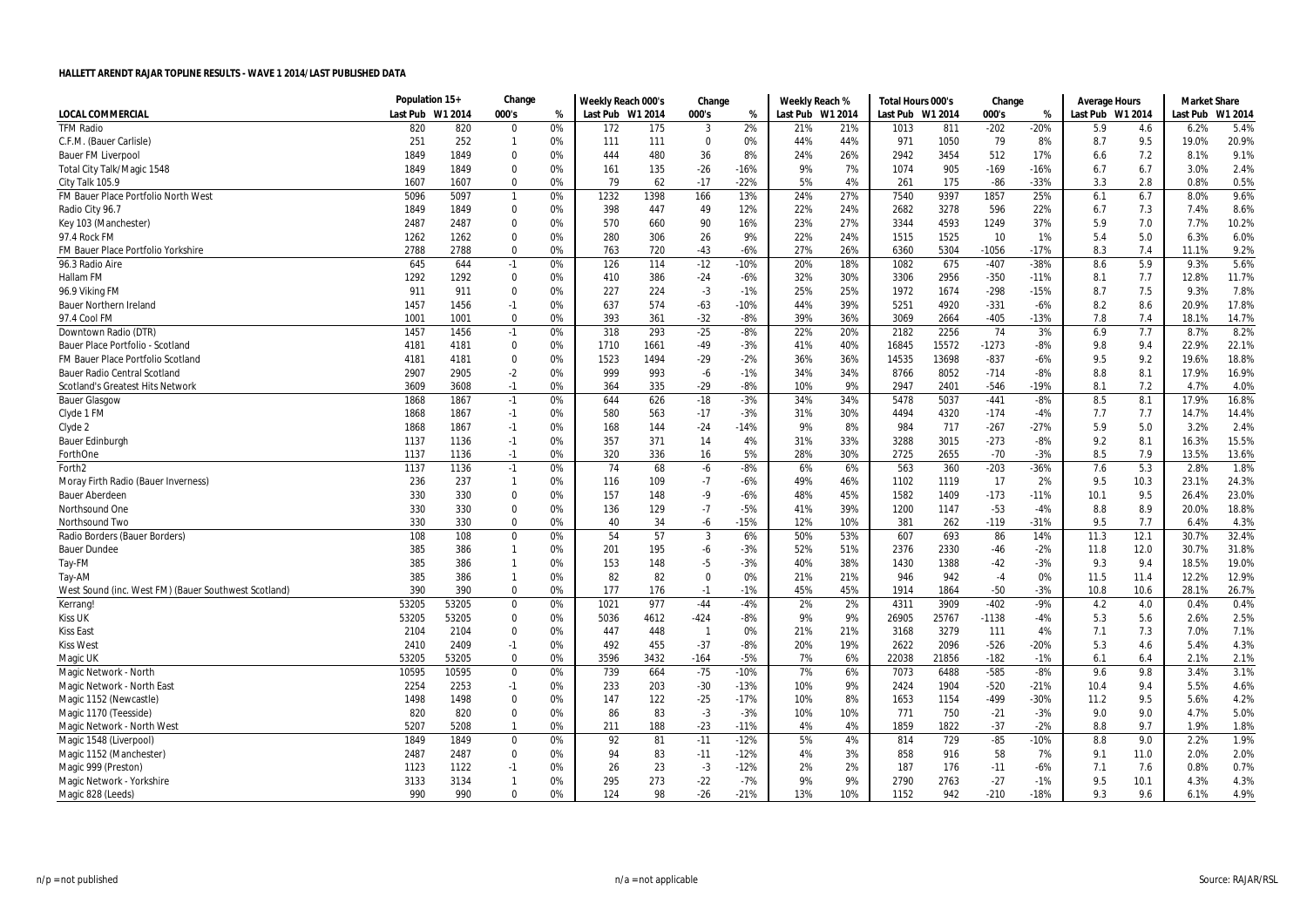**HALLETT ARENDT RAJAR TOPLINE RESULTS - WAVE 1 2014/LAST PUBLISHED DATA**

| | Population 15+ | | Change | | Weekly Reach 000's | | Change | | Weekly Reach % | | Total Hours 000's | | Change | | Average Hours | | Market Share | |
|---|---|---|---|---|---|---|---|---|---|---|---|---|---|---|---|---|---|---|
| LOCAL COMMERCIAL | Last Pub | W1 2014 | 000's | % | Last Pub | W1 2014 | 000's | % | Last Pub | W1 2014 | Last Pub | W1 2014 | 000's | % | Last Pub | W1 2014 | Last Pub | W1 2014 |
| TFM Radio | 820 | 820 | 0 | 0% | 172 | 175 | 3 | 2% | 21% | 21% | 1013 | 811 | -202 | -20% | 5.9 | 4.6 | 6.2% | 5.4% |
| C.F.M. (Bauer Carlisle) | 251 | 252 | 1 | 0% | 111 | 111 | 0 | 0% | 44% | 44% | 971 | 1050 | 79 | 8% | 8.7 | 9.5 | 19.0% | 20.9% |
| Bauer FM Liverpool | 1849 | 1849 | 0 | 0% | 444 | 480 | 36 | 8% | 24% | 26% | 2942 | 3454 | 512 | 17% | 6.6 | 7.2 | 8.1% | 9.1% |
| Total City Talk/Magic 1548 | 1849 | 1849 | 0 | 0% | 161 | 135 | -26 | -16% | 9% | 7% | 1074 | 905 | -169 | -16% | 6.7 | 6.7 | 3.0% | 2.4% |
| City Talk 105.9 | 1607 | 1607 | 0 | 0% | 79 | 62 | -17 | -22% | 5% | 4% | 261 | 175 | -86 | -33% | 3.3 | 2.8 | 0.8% | 0.5% |
| FM Bauer Place Portfolio North West | 5096 | 5097 | 1 | 0% | 1232 | 1398 | 166 | 13% | 24% | 27% | 7540 | 9397 | 1857 | 25% | 6.1 | 6.7 | 8.0% | 9.6% |
| Radio City 96.7 | 1849 | 1849 | 0 | 0% | 398 | 447 | 49 | 12% | 22% | 24% | 2682 | 3278 | 596 | 22% | 6.7 | 7.3 | 7.4% | 8.6% |
| Key 103 (Manchester) | 2487 | 2487 | 0 | 0% | 570 | 660 | 90 | 16% | 23% | 27% | 3344 | 4593 | 1249 | 37% | 5.9 | 7.0 | 7.7% | 10.2% |
| 97.4 Rock FM | 1262 | 1262 | 0 | 0% | 280 | 306 | 26 | 9% | 22% | 24% | 1515 | 1525 | 10 | 1% | 5.4 | 5.0 | 6.3% | 6.0% |
| FM Bauer Place Portfolio Yorkshire | 2788 | 2788 | 0 | 0% | 763 | 720 | -43 | -6% | 27% | 26% | 6360 | 5304 | -1056 | -17% | 8.3 | 7.4 | 11.1% | 9.2% |
| 96.3 Radio Aire | 645 | 644 | -1 | 0% | 126 | 114 | -12 | -10% | 20% | 18% | 1082 | 675 | -407 | -38% | 8.6 | 5.9 | 9.3% | 5.6% |
| Hallam FM | 1292 | 1292 | 0 | 0% | 410 | 386 | -24 | -6% | 32% | 30% | 3306 | 2956 | -350 | -11% | 8.1 | 7.7 | 12.8% | 11.7% |
| 96.9 Viking FM | 911 | 911 | 0 | 0% | 227 | 224 | -3 | -1% | 25% | 25% | 1972 | 1674 | -298 | -15% | 8.7 | 7.5 | 9.3% | 7.8% |
| Bauer Northern Ireland | 1457 | 1456 | -1 | 0% | 637 | 574 | -63 | -10% | 44% | 39% | 5251 | 4920 | -331 | -6% | 8.2 | 8.6 | 20.9% | 17.8% |
| 97.4 Cool FM | 1001 | 1001 | 0 | 0% | 393 | 361 | -32 | -8% | 39% | 36% | 3069 | 2664 | -405 | -13% | 7.8 | 7.4 | 18.1% | 14.7% |
| Downtown Radio (DTR) | 1457 | 1456 | -1 | 0% | 318 | 293 | -25 | -8% | 22% | 20% | 2182 | 2256 | 74 | 3% | 6.9 | 7.7 | 8.7% | 8.2% |
| Bauer Place Portfolio - Scotland | 4181 | 4181 | 0 | 0% | 1710 | 1661 | -49 | -3% | 41% | 40% | 16845 | 15572 | -1273 | -8% | 9.8 | 9.4 | 22.9% | 22.1% |
| FM Bauer Place Portfolio Scotland | 4181 | 4181 | 0 | 0% | 1523 | 1494 | -29 | -2% | 36% | 36% | 14535 | 13698 | -837 | -6% | 9.5 | 9.2 | 19.6% | 18.8% |
| Bauer Radio Central Scotland | 2907 | 2905 | -2 | 0% | 999 | 993 | -6 | -1% | 34% | 34% | 8766 | 8052 | -714 | -8% | 8.8 | 8.1 | 17.9% | 16.9% |
| Scotland's Greatest Hits Network | 3609 | 3608 | -1 | 0% | 364 | 335 | -29 | -8% | 10% | 9% | 2947 | 2401 | -546 | -19% | 8.1 | 7.2 | 4.7% | 4.0% |
| Bauer Glasgow | 1868 | 1867 | -1 | 0% | 644 | 626 | -18 | -3% | 34% | 34% | 5478 | 5037 | -441 | -8% | 8.5 | 8.1 | 17.9% | 16.8% |
| Clyde 1 FM | 1868 | 1867 | -1 | 0% | 580 | 563 | -17 | -3% | 31% | 30% | 4494 | 4320 | -174 | -4% | 7.7 | 7.7 | 14.7% | 14.4% |
| Clyde 2 | 1868 | 1867 | -1 | 0% | 168 | 144 | -24 | -14% | 9% | 8% | 984 | 717 | -267 | -27% | 5.9 | 5.0 | 3.2% | 2.4% |
| Bauer Edinburgh | 1137 | 1136 | -1 | 0% | 357 | 371 | 14 | 4% | 31% | 33% | 3288 | 3015 | -273 | -8% | 9.2 | 8.1 | 16.3% | 15.5% |
| ForthOne | 1137 | 1136 | -1 | 0% | 320 | 336 | 16 | 5% | 28% | 30% | 2725 | 2655 | -70 | -3% | 8.5 | 7.9 | 13.5% | 13.6% |
| Forth2 | 1137 | 1136 | -1 | 0% | 74 | 68 | -6 | -8% | 6% | 6% | 563 | 360 | -203 | -36% | 7.6 | 5.3 | 2.8% | 1.8% |
| Moray Firth Radio (Bauer Inverness) | 236 | 237 | 1 | 0% | 116 | 109 | -7 | -6% | 49% | 46% | 1102 | 1119 | 17 | 2% | 9.5 | 10.3 | 23.1% | 24.3% |
| Bauer Aberdeen | 330 | 330 | 0 | 0% | 157 | 148 | -9 | -6% | 48% | 45% | 1582 | 1409 | -173 | -11% | 10.1 | 9.5 | 26.4% | 23.0% |
| Northsound One | 330 | 330 | 0 | 0% | 136 | 129 | -7 | -5% | 41% | 39% | 1200 | 1147 | -53 | -4% | 8.8 | 8.9 | 20.0% | 18.8% |
| Northsound Two | 330 | 330 | 0 | 0% | 40 | 34 | -6 | -15% | 12% | 10% | 381 | 262 | -119 | -31% | 9.5 | 7.7 | 6.4% | 4.3% |
| Radio Borders (Bauer Borders) | 108 | 108 | 0 | 0% | 54 | 57 | 3 | 6% | 50% | 53% | 607 | 693 | 86 | 14% | 11.3 | 12.1 | 30.7% | 32.4% |
| Bauer Dundee | 385 | 386 | 1 | 0% | 201 | 195 | -6 | -3% | 52% | 51% | 2376 | 2330 | -46 | -2% | 11.8 | 12.0 | 30.7% | 31.8% |
| Tay-FM | 385 | 386 | 1 | 0% | 153 | 148 | -5 | -3% | 40% | 38% | 1430 | 1388 | -42 | -3% | 9.3 | 9.4 | 18.5% | 19.0% |
| Tay-AM | 385 | 386 | 1 | 0% | 82 | 82 | 0 | 0% | 21% | 21% | 946 | 942 | -4 | 0% | 11.5 | 11.4 | 12.2% | 12.9% |
| West Sound (inc. West FM) (Bauer Southwest Scotland) | 390 | 390 | 0 | 0% | 177 | 176 | -1 | -1% | 45% | 45% | 1914 | 1864 | -50 | -3% | 10.8 | 10.6 | 28.1% | 26.7% |
| Kerrang! | 53205 | 53205 | 0 | 0% | 1021 | 977 | -44 | -4% | 2% | 2% | 4311 | 3909 | -402 | -9% | 4.2 | 4.0 | 0.4% | 0.4% |
| Kiss UK | 53205 | 53205 | 0 | 0% | 5036 | 4612 | -424 | -8% | 9% | 9% | 26905 | 25767 | -1138 | -4% | 5.3 | 5.6 | 2.6% | 2.5% |
| Kiss East | 2104 | 2104 | 0 | 0% | 447 | 448 | 1 | 0% | 21% | 21% | 3168 | 3279 | 111 | 4% | 7.1 | 7.3 | 7.0% | 7.1% |
| Kiss West | 2410 | 2409 | -1 | 0% | 492 | 455 | -37 | -8% | 20% | 19% | 2622 | 2096 | -526 | -20% | 5.3 | 4.6 | 5.4% | 4.3% |
| Magic UK | 53205 | 53205 | 0 | 0% | 3596 | 3432 | -164 | -5% | 7% | 6% | 22038 | 21856 | -182 | -1% | 6.1 | 6.4 | 2.1% | 2.1% |
| Magic Network - North | 10595 | 10595 | 0 | 0% | 739 | 664 | -75 | -10% | 7% | 6% | 7073 | 6488 | -585 | -8% | 9.6 | 9.8 | 3.4% | 3.1% |
| Magic Network - North East | 2254 | 2253 | -1 | 0% | 233 | 203 | -30 | -13% | 10% | 9% | 2424 | 1904 | -520 | -21% | 10.4 | 9.4 | 5.5% | 4.6% |
| Magic 1152 (Newcastle) | 1498 | 1498 | 0 | 0% | 147 | 122 | -25 | -17% | 10% | 8% | 1653 | 1154 | -499 | -30% | 11.2 | 9.5 | 5.6% | 4.2% |
| Magic 1170 (Teesside) | 820 | 820 | 0 | 0% | 86 | 83 | -3 | -3% | 10% | 10% | 771 | 750 | -21 | -3% | 9.0 | 9.0 | 4.7% | 5.0% |
| Magic Network - North West | 5207 | 5208 | 1 | 0% | 211 | 188 | -23 | -11% | 4% | 4% | 1859 | 1822 | -37 | -2% | 8.8 | 9.7 | 1.9% | 1.8% |
| Magic 1548 (Liverpool) | 1849 | 1849 | 0 | 0% | 92 | 81 | -11 | -12% | 5% | 4% | 814 | 729 | -85 | -10% | 8.8 | 9.0 | 2.2% | 1.9% |
| Magic 1152 (Manchester) | 2487 | 2487 | 0 | 0% | 94 | 83 | -11 | -12% | 4% | 3% | 858 | 916 | 58 | 7% | 9.1 | 11.0 | 2.0% | 2.0% |
| Magic 999 (Preston) | 1123 | 1122 | -1 | 0% | 26 | 23 | -3 | -12% | 2% | 2% | 187 | 176 | -11 | -6% | 7.1 | 7.6 | 0.8% | 0.7% |
| Magic Network - Yorkshire | 3133 | 3134 | 1 | 0% | 295 | 273 | -22 | -7% | 9% | 9% | 2790 | 2763 | -27 | -1% | 9.5 | 10.1 | 4.3% | 4.3% |
| Magic 828 (Leeds) | 990 | 990 | 0 | 0% | 124 | 98 | -26 | -21% | 13% | 10% | 1152 | 942 | -210 | -18% | 9.3 | 9.6 | 6.1% | 4.9% |

n/p = not published | n/a = not applicable | Source: RAJAR/RSL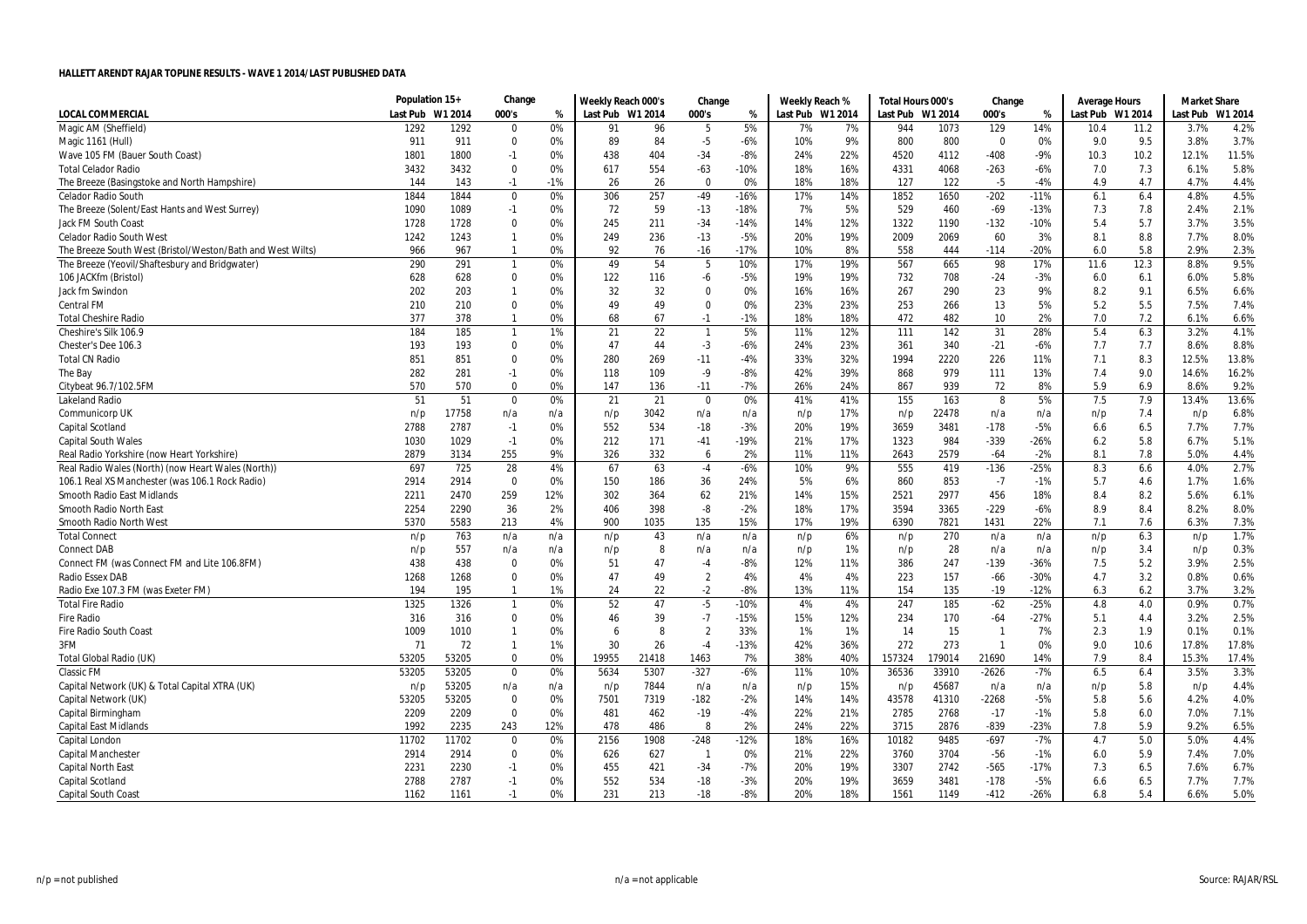## HALLETT ARENDT RAJAR TOPLINE RESULTS - WAVE 1 2014/LAST PUBLISHED DATA

| LOCAL COMMERCIAL | Population 15+ | | Change | | Weekly Reach 000's | | Change | | Weekly Reach % | | Total Hours 000's | | Change | | Average Hours | | Market Share | |
|---|---|---|---|---|---|---|---|---|---|---|---|---|---|---|---|---|---|---|
| | Last Pub | W1 2014 | 000's | % | Last Pub | W1 2014 | 000's | % | Last Pub | W1 2014 | Last Pub | W1 2014 | 000's | % | Last Pub | W1 2014 | Last Pub | W1 2014 |
| Magic AM (Sheffield) | 1292 | 1292 | 0 | 0% | 91 | 96 | 5 | 5% | 7% | 7% | 944 | 1073 | 129 | 14% | 10.4 | 11.2 | 3.7% | 4.2% |
| Magic 1161 (Hull) | 911 | 911 | 0 | 0% | 89 | 84 | -5 | -6% | 10% | 9% | 800 | 800 | 0 | 0% | 9.0 | 9.5 | 3.8% | 3.7% |
| Wave 105 FM (Bauer South Coast) | 1801 | 1800 | -1 | 0% | 438 | 404 | -34 | -8% | 24% | 22% | 4520 | 4112 | -408 | -9% | 10.3 | 10.2 | 12.1% | 11.5% |
| Total Celador Radio | 3432 | 3432 | 0 | 0% | 617 | 554 | -63 | -10% | 18% | 16% | 4331 | 4068 | -263 | -6% | 7.0 | 7.3 | 6.1% | 5.8% |
| The Breeze (Basingstoke and North Hampshire) | 144 | 143 | -1 | -1% | 26 | 26 | 0 | 0% | 18% | 18% | 127 | 122 | -5 | -4% | 4.9 | 4.7 | 4.7% | 4.4% |
| Celador Radio South | 1844 | 1844 | 0 | 0% | 306 | 257 | -49 | -16% | 17% | 14% | 1852 | 1650 | -202 | -11% | 6.1 | 6.4 | 4.8% | 4.5% |
| The Breeze (Solent/East Hants and West Surrey) | 1090 | 1089 | -1 | 0% | 72 | 59 | -13 | -18% | 7% | 5% | 529 | 460 | -69 | -13% | 7.3 | 7.8 | 2.4% | 2.1% |
| Jack FM South Coast | 1728 | 1728 | 0 | 0% | 245 | 211 | -34 | -14% | 14% | 12% | 1322 | 1190 | -132 | -10% | 5.4 | 5.7 | 3.7% | 3.5% |
| Celador Radio South West | 1242 | 1243 | 1 | 0% | 249 | 236 | -13 | -5% | 20% | 19% | 2009 | 2069 | 60 | 3% | 8.1 | 8.8 | 7.7% | 8.0% |
| The Breeze South West (Bristol/Weston/Bath and West Wilts) | 966 | 967 | 1 | 0% | 92 | 76 | -16 | -17% | 10% | 8% | 558 | 444 | -114 | -20% | 6.0 | 5.8 | 2.9% | 2.3% |
| The Breeze (Yeovil/Shaftesbury and Bridgwater) | 290 | 291 | 1 | 0% | 49 | 54 | 5 | 10% | 17% | 19% | 567 | 665 | 98 | 17% | 11.6 | 12.3 | 8.8% | 9.5% |
| 106 JACKfm (Bristol) | 628 | 628 | 0 | 0% | 122 | 116 | -6 | -5% | 19% | 19% | 732 | 708 | -24 | -3% | 6.0 | 6.1 | 6.0% | 5.8% |
| Jack fm Swindon | 202 | 203 | 1 | 0% | 32 | 32 | 0 | 0% | 16% | 16% | 267 | 290 | 23 | 9% | 8.2 | 9.1 | 6.5% | 6.6% |
| Central FM | 210 | 210 | 0 | 0% | 49 | 49 | 0 | 0% | 23% | 23% | 253 | 266 | 13 | 5% | 5.2 | 5.5 | 7.5% | 7.4% |
| Total Cheshire Radio | 377 | 378 | 1 | 0% | 68 | 67 | -1 | -1% | 18% | 18% | 472 | 482 | 10 | 2% | 7.0 | 7.2 | 6.1% | 6.6% |
| Cheshire's Silk 106.9 | 184 | 185 | 1 | 1% | 21 | 22 | 1 | 5% | 11% | 12% | 111 | 142 | 31 | 28% | 5.4 | 6.3 | 3.2% | 4.1% |
| Chester's Dee 106.3 | 193 | 193 | 0 | 0% | 47 | 44 | -3 | -6% | 24% | 23% | 361 | 340 | -21 | -6% | 7.7 | 7.7 | 8.6% | 8.8% |
| Total CN Radio | 851 | 851 | 0 | 0% | 280 | 269 | -11 | -4% | 33% | 32% | 1994 | 2220 | 226 | 11% | 7.1 | 8.3 | 12.5% | 13.8% |
| The Bay | 282 | 281 | -1 | 0% | 118 | 109 | -9 | -8% | 42% | 39% | 868 | 979 | 111 | 13% | 7.4 | 9.0 | 14.6% | 16.2% |
| Citybeat 96.7/102.5FM | 570 | 570 | 0 | 0% | 147 | 136 | -11 | -7% | 26% | 24% | 867 | 939 | 72 | 8% | 5.9 | 6.9 | 8.6% | 9.2% |
| Lakeland Radio | 51 | 51 | 0 | 0% | 21 | 21 | 0 | 0% | 41% | 41% | 155 | 163 | 8 | 5% | 7.5 | 7.9 | 13.4% | 13.6% |
| Communicorp UK | n/p | 17758 | n/a | n/a | n/p | 3042 | n/a | n/a | n/p | 17% | n/p | 22478 | n/a | n/a | n/p | 7.4 | n/p | 6.8% |
| Capital Scotland | 2788 | 2787 | -1 | 0% | 552 | 534 | -18 | -3% | 20% | 19% | 3659 | 3481 | -178 | -5% | 6.6 | 6.5 | 7.7% | 7.7% |
| Capital South Wales | 1030 | 1029 | -1 | 0% | 212 | 171 | -41 | -19% | 21% | 17% | 1323 | 984 | -339 | -26% | 6.2 | 5.8 | 6.7% | 5.1% |
| Real Radio Yorkshire (now Heart Yorkshire) | 2879 | 3134 | 255 | 9% | 326 | 332 | 6 | 2% | 11% | 11% | 2643 | 2579 | -64 | -2% | 8.1 | 7.8 | 5.0% | 4.4% |
| Real Radio Wales (North) (now Heart Wales (North)) | 697 | 725 | 28 | 4% | 67 | 63 | -4 | -6% | 10% | 9% | 555 | 419 | -136 | -25% | 8.3 | 6.6 | 4.0% | 2.7% |
| 106.1 Real XS Manchester (was 106.1 Rock Radio) | 2914 | 2914 | 0 | 0% | 150 | 186 | 36 | 24% | 5% | 6% | 860 | 853 | -7 | -1% | 5.7 | 4.6 | 1.7% | 1.6% |
| Smooth Radio East Midlands | 2211 | 2470 | 259 | 12% | 302 | 364 | 62 | 21% | 14% | 15% | 2521 | 2977 | 456 | 18% | 8.4 | 8.2 | 5.6% | 6.1% |
| Smooth Radio North East | 2254 | 2290 | 36 | 2% | 406 | 398 | -8 | -2% | 18% | 17% | 3594 | 3365 | -229 | -6% | 8.9 | 8.4 | 8.2% | 8.0% |
| Smooth Radio North West | 5370 | 5583 | 213 | 4% | 900 | 1035 | 135 | 15% | 17% | 19% | 6390 | 7821 | 1431 | 22% | 7.1 | 7.6 | 6.3% | 7.3% |
| Total Connect | n/p | 763 | n/a | n/a | n/p | 43 | n/a | n/a | n/p | 6% | n/p | 270 | n/a | n/a | n/p | 6.3 | n/p | 1.7% |
| Connect DAB | n/p | 557 | n/a | n/a | n/p | 8 | n/a | n/a | n/p | 1% | n/p | 28 | n/a | n/a | n/p | 3.4 | n/p | 0.3% |
| Connect FM (was Connect FM and Lite 106.8FM) | 438 | 438 | 0 | 0% | 51 | 47 | -4 | -8% | 12% | 11% | 386 | 247 | -139 | -36% | 7.5 | 5.2 | 3.9% | 2.5% |
| Radio Essex DAB | 1268 | 1268 | 0 | 0% | 47 | 49 | 2 | 4% | 4% | 4% | 223 | 157 | -66 | -30% | 4.7 | 3.2 | 0.8% | 0.6% |
| Radio Exe 107.3 FM (was Exeter FM) | 194 | 195 | 1 | 1% | 24 | 22 | -2 | -8% | 13% | 11% | 154 | 135 | -19 | -12% | 6.3 | 6.2 | 3.7% | 3.2% |
| Total Fire Radio | 1325 | 1326 | 1 | 0% | 52 | 47 | -5 | -10% | 4% | 4% | 247 | 185 | -62 | -25% | 4.8 | 4.0 | 0.9% | 0.7% |
| Fire Radio | 316 | 316 | 0 | 0% | 46 | 39 | -7 | -15% | 15% | 12% | 234 | 170 | -64 | -27% | 5.1 | 4.4 | 3.2% | 2.5% |
| Fire Radio South Coast | 1009 | 1010 | 1 | 0% | 6 | 8 | 2 | 33% | 1% | 1% | 14 | 15 | 1 | 7% | 2.3 | 1.9 | 0.1% | 0.1% |
| 3FM | 71 | 72 | 1 | 1% | 30 | 26 | -4 | -13% | 42% | 36% | 272 | 273 | 1 | 0% | 9.0 | 10.6 | 17.8% | 17.8% |
| Total Global Radio (UK) | 53205 | 53205 | 0 | 0% | 19955 | 21418 | 1463 | 7% | 38% | 40% | 157324 | 179014 | 21690 | 14% | 7.9 | 8.4 | 15.3% | 17.4% |
| Classic FM | 53205 | 53205 | 0 | 0% | 5634 | 5307 | -327 | -6% | 11% | 10% | 36536 | 33910 | -2626 | -7% | 6.5 | 6.4 | 3.5% | 3.3% |
| Capital Network (UK) & Total Capital XTRA (UK) | n/p | 53205 | n/a | n/a | n/p | 7844 | n/a | n/a | n/p | 15% | n/p | 45687 | n/a | n/a | n/p | 5.8 | n/p | 4.4% |
| Capital Network (UK) | 53205 | 53205 | 0 | 0% | 7501 | 7319 | -182 | -2% | 14% | 14% | 43578 | 41310 | -2268 | -5% | 5.8 | 5.6 | 4.2% | 4.0% |
| Capital Birmingham | 2209 | 2209 | 0 | 0% | 481 | 462 | -19 | -4% | 22% | 21% | 2785 | 2768 | -17 | -1% | 5.8 | 6.0 | 7.0% | 7.1% |
| Capital East Midlands | 1992 | 2235 | 243 | 12% | 478 | 486 | 8 | 2% | 24% | 22% | 3715 | 2876 | -839 | -23% | 7.8 | 5.9 | 9.2% | 6.5% |
| Capital London | 11702 | 11702 | 0 | 0% | 2156 | 1908 | -248 | -12% | 18% | 16% | 10182 | 9485 | -697 | -7% | 4.7 | 5.0 | 5.0% | 4.4% |
| Capital Manchester | 2914 | 2914 | 0 | 0% | 626 | 627 | 1 | 0% | 21% | 22% | 3760 | 3704 | -56 | -1% | 6.0 | 5.9 | 7.4% | 7.0% |
| Capital North East | 2231 | 2230 | -1 | 0% | 455 | 421 | -34 | -7% | 20% | 19% | 3307 | 2742 | -565 | -17% | 7.3 | 6.5 | 7.6% | 6.7% |
| Capital Scotland | 2788 | 2787 | -1 | 0% | 552 | 534 | -18 | -3% | 20% | 19% | 3659 | 3481 | -178 | -5% | 6.6 | 6.5 | 7.7% | 7.7% |
| Capital South Coast | 1162 | 1161 | -1 | 0% | 231 | 213 | -18 | -8% | 20% | 18% | 1561 | 1149 | -412 | -26% | 6.8 | 5.4 | 6.6% | 5.0% |

n/p = not published    n/a = not applicable    Source: RAJAR/RSL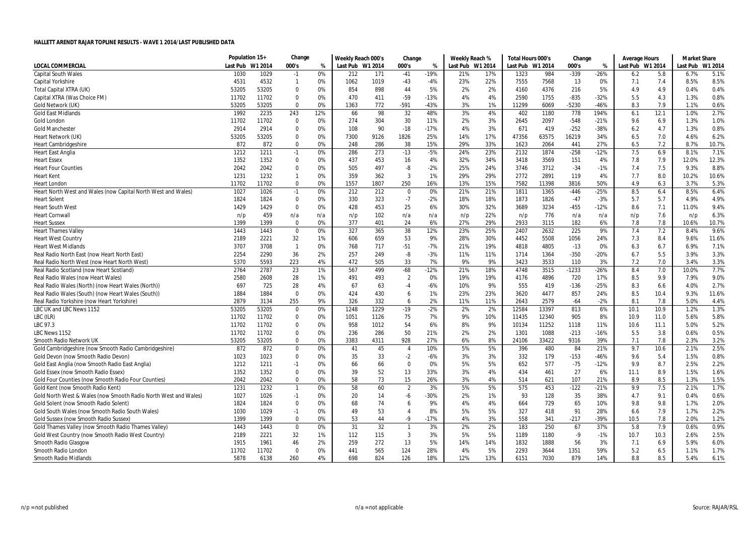**HALLETT ARENDT RAJAR TOPLINE RESULTS - WAVE 1 2014/LAST PUBLISHED DATA**

| | Population 15+ | | Change | | Weekly Reach 000's | | Change | | Weekly Reach % | | Total Hours 000's | | Change | | Average Hours | | Market Share | |
|---|---|---|---|---|---|---|---|---|---|---|---|---|---|---|---|---|---|---|
| **LOCAL COMMERCIAL** | Last Pub | W1 2014 | 000's | % | Last Pub | W1 2014 | 000's | % | Last Pub | W1 2014 | Last Pub | W1 2014 | 000's | % | Last Pub | W1 2014 | Last Pub | W1 2014 |
| Capital South Wales | 1030 | 1029 | -1 | 0% | 212 | 171 | -41 | -19% | 21% | 17% | 1323 | 984 | -339 | -26% | 6.2 | 5.8 | 6.7% | 5.1% |
| Capital Yorkshire | 4531 | 4532 | 1 | 0% | 1062 | 1019 | -43 | -4% | 23% | 22% | 7555 | 7568 | 13 | 0% | 7.1 | 7.4 | 8.5% | 8.5% |
| Total Capital XTRA (UK) | 53205 | 53205 | 0 | 0% | 854 | 898 | 44 | 5% | 2% | 2% | 4160 | 4376 | 216 | 5% | 4.9 | 4.9 | 0.4% | 0.4% |
| Capital XTRA (Was Choice FM) | 11702 | 11702 | 0 | 0% | 470 | 411 | -59 | -13% | 4% | 4% | 2590 | 1755 | -835 | -32% | 5.5 | 4.3 | 1.3% | 0.8% |
| Gold Network (UK) | 53205 | 53205 | 0 | 0% | 1363 | 772 | -591 | -43% | 3% | 1% | 11299 | 6069 | -5230 | -46% | 8.3 | 7.9 | 1.1% | 0.6% |
| Gold East Midlands | 1992 | 2235 | 243 | 12% | 66 | 98 | 32 | 48% | 3% | 4% | 402 | 1180 | 778 | 194% | 6.1 | 12.1 | 1.0% | 2.7% |
| Gold London | 11702 | 11702 | 0 | 0% | 274 | 304 | 30 | 11% | 2% | 3% | 2645 | 2097 | -548 | -21% | 9.6 | 6.9 | 1.3% | 1.0% |
| Gold Manchester | 2914 | 2914 | 0 | 0% | 108 | 90 | -18 | -17% | 4% | 3% | 671 | 419 | -252 | -38% | 6.2 | 4.7 | 1.3% | 0.8% |
| Heart Network (UK) | 53205 | 53205 | 0 | 0% | 7300 | 9126 | 1826 | 25% | 14% | 17% | 47356 | 63575 | 16219 | 34% | 6.5 | 7.0 | 4.6% | 6.2% |
| Heart Cambridgeshire | 872 | 872 | 0 | 0% | 248 | 286 | 38 | 15% | 29% | 33% | 1623 | 2064 | 441 | 27% | 6.5 | 7.2 | 8.7% | 10.7% |
| Heart East Anglia | 1212 | 1211 | -1 | 0% | 286 | 273 | -13 | -5% | 24% | 23% | 2132 | 1874 | -258 | -12% | 7.5 | 6.9 | 8.1% | 7.1% |
| Heart Essex | 1352 | 1352 | 0 | 0% | 437 | 453 | 16 | 4% | 32% | 34% | 3418 | 3569 | 151 | 4% | 7.8 | 7.9 | 12.0% | 12.3% |
| Heart Four Counties | 2042 | 2042 | 0 | 0% | 505 | 497 | -8 | -2% | 25% | 24% | 3746 | 3712 | -34 | -1% | 7.4 | 7.5 | 9.3% | 8.8% |
| Heart Kent | 1231 | 1232 | 1 | 0% | 359 | 362 | 3 | 1% | 29% | 29% | 2772 | 2891 | 119 | 4% | 7.7 | 8.0 | 10.2% | 10.6% |
| Heart London | 11702 | 11702 | 0 | 0% | 1557 | 1807 | 250 | 16% | 13% | 15% | 7582 | 11398 | 3816 | 50% | 4.9 | 6.3 | 3.7% | 5.3% |
| Heart North West and Wales (now Capital North West and Wales) | 1027 | 1026 | -1 | 0% | 212 | 212 | 0 | 0% | 21% | 21% | 1811 | 1365 | -446 | -25% | 8.5 | 6.4 | 8.5% | 6.4% |
| Heart Solent | 1824 | 1824 | 0 | 0% | 330 | 323 | -7 | -2% | 18% | 18% | 1873 | 1826 | -47 | -3% | 5.7 | 5.7 | 4.9% | 4.9% |
| Heart South West | 1429 | 1429 | 0 | 0% | 428 | 453 | 25 | 6% | 30% | 32% | 3689 | 3234 | -455 | -12% | 8.6 | 7.1 | 11.0% | 9.4% |
| Heart Cornwall | n/p | 459 | n/a | n/a | n/p | 102 | n/a | n/a | n/p | 22% | n/p | 776 | n/a | n/a | n/p | 7.6 | n/p | 6.3% |
| Heart Sussex | 1399 | 1399 | 0 | 0% | 377 | 401 | 24 | 6% | 27% | 29% | 2933 | 3115 | 182 | 6% | 7.8 | 7.8 | 10.6% | 10.7% |
| Heart Thames Valley | 1443 | 1443 | 0 | 0% | 327 | 365 | 38 | 12% | 23% | 25% | 2407 | 2632 | 225 | 9% | 7.4 | 7.2 | 8.4% | 9.6% |
| Heart West Country | 2189 | 2221 | 32 | 1% | 606 | 659 | 53 | 9% | 28% | 30% | 4452 | 5508 | 1056 | 24% | 7.3 | 8.4 | 9.6% | 11.6% |
| Heart West Midlands | 3707 | 3708 | 1 | 0% | 768 | 717 | -51 | -7% | 21% | 19% | 4818 | 4805 | -13 | 0% | 6.3 | 6.7 | 6.9% | 7.1% |
| Real Radio North East (now Heart North East) | 2254 | 2290 | 36 | 2% | 257 | 249 | -8 | -3% | 11% | 11% | 1714 | 1364 | -350 | -20% | 6.7 | 5.5 | 3.9% | 3.3% |
| Real Radio North West (now Heart North West) | 5370 | 5593 | 223 | 4% | 472 | 505 | 33 | 7% | 9% | 9% | 3423 | 3533 | 110 | 3% | 7.2 | 7.0 | 3.4% | 3.3% |
| Real Radio Scotland (now Heart Scotland) | 2764 | 2787 | 23 | 1% | 567 | 499 | -68 | -12% | 21% | 18% | 4748 | 3515 | -1233 | -26% | 8.4 | 7.0 | 10.0% | 7.7% |
| Real Radio Wales (now Heart Wales) | 2580 | 2608 | 28 | 1% | 491 | 493 | 2 | 0% | 19% | 19% | 4176 | 4896 | 720 | 17% | 8.5 | 9.9 | 7.9% | 9.0% |
| Real Radio Wales (North) (now Heart Wales (North)) | 697 | 725 | 28 | 4% | 67 | 63 | -4 | -6% | 10% | 9% | 555 | 419 | -136 | -25% | 8.3 | 6.6 | 4.0% | 2.7% |
| Real Radio Wales (South) (now Heart Wales (South)) | 1884 | 1884 | 0 | 0% | 424 | 430 | 6 | 1% | 23% | 23% | 3620 | 4477 | 857 | 24% | 8.5 | 10.4 | 9.3% | 11.6% |
| Real Radio Yorkshire (now Heart Yorkshire) | 2879 | 3134 | 255 | 9% | 326 | 332 | 6 | 2% | 11% | 11% | 2643 | 2579 | -64 | -2% | 8.1 | 7.8 | 5.0% | 4.4% |
| LBC UK and LBC News 1152 | 53205 | 53205 | 0 | 0% | 1248 | 1229 | -19 | -2% | 2% | 2% | 12584 | 13397 | 813 | 6% | 10.1 | 10.9 | 1.2% | 1.3% |
| LBC (ILR) | 11702 | 11702 | 0 | 0% | 1051 | 1126 | 75 | 7% | 9% | 10% | 11435 | 12340 | 905 | 8% | 10.9 | 11.0 | 5.6% | 5.8% |
| LBC 97.3 | 11702 | 11702 | 0 | 0% | 958 | 1012 | 54 | 6% | 8% | 9% | 10134 | 11252 | 1118 | 11% | 10.6 | 11.1 | 5.0% | 5.2% |
| LBC News 1152 | 11702 | 11702 | 0 | 0% | 236 | 286 | 50 | 21% | 2% | 2% | 1301 | 1088 | -213 | -16% | 5.5 | 3.8 | 0.6% | 0.5% |
| Smooth Radio Network UK | 53205 | 53205 | 0 | 0% | 3383 | 4311 | 928 | 27% | 6% | 8% | 24106 | 33422 | 9316 | 39% | 7.1 | 7.8 | 2.3% | 3.2% |
| Gold Cambridgeshire (now Smooth Radio Cambridgeshire) | 872 | 872 | 0 | 0% | 41 | 45 | 4 | 10% | 5% | 5% | 396 | 480 | 84 | 21% | 9.7 | 10.6 | 2.1% | 2.5% |
| Gold Devon (now Smooth Radio Devon) | 1023 | 1023 | 0 | 0% | 35 | 33 | -2 | -6% | 3% | 3% | 332 | 179 | -153 | -46% | 9.6 | 5.4 | 1.5% | 0.8% |
| Gold East Anglia (now Smooth Radio East Anglia) | 1212 | 1211 | -1 | 0% | 66 | 66 | 0 | 0% | 5% | 5% | 652 | 577 | -75 | -12% | 9.9 | 8.7 | 2.5% | 2.2% |
| Gold Essex (now Smooth Radio Essex) | 1352 | 1352 | 0 | 0% | 39 | 52 | 13 | 33% | 3% | 4% | 434 | 461 | 27 | 6% | 11.1 | 8.9 | 1.5% | 1.6% |
| Gold Four Counties (now Smooth Radio Four Counties) | 2042 | 2042 | 0 | 0% | 58 | 73 | 15 | 26% | 3% | 4% | 514 | 621 | 107 | 21% | 8.9 | 8.5 | 1.3% | 1.5% |
| Gold Kent (now Smooth Radio Kent) | 1231 | 1232 | 1 | 0% | 58 | 60 | 2 | 3% | 5% | 5% | 575 | 453 | -122 | -21% | 9.9 | 7.5 | 2.1% | 1.7% |
| Gold North West & Wales (now Smooth Radio North West and Wales) | 1027 | 1026 | -1 | 0% | 20 | 14 | -6 | -30% | 2% | 1% | 93 | 128 | 35 | 38% | 4.7 | 9.1 | 0.4% | 0.6% |
| Gold Solent (now Smooth Radio Solent) | 1824 | 1824 | 0 | 0% | 68 | 74 | 6 | 9% | 4% | 4% | 664 | 729 | 65 | 10% | 9.8 | 9.8 | 1.7% | 2.0% |
| Gold South Wales (now Smooth Radio South Wales) | 1030 | 1029 | -1 | 0% | 49 | 53 | 4 | 8% | 5% | 5% | 327 | 418 | 91 | 28% | 6.6 | 7.9 | 1.7% | 2.2% |
| Gold Sussex (now Smooth Radio Sussex) | 1399 | 1399 | 0 | 0% | 53 | 44 | -9 | -17% | 4% | 3% | 558 | 341 | -217 | -39% | 10.5 | 7.8 | 2.0% | 1.2% |
| Gold Thames Valley (now Smooth Radio Thames Valley) | 1443 | 1443 | 0 | 0% | 31 | 32 | 1 | 3% | 2% | 2% | 183 | 250 | 67 | 37% | 5.8 | 7.9 | 0.6% | 0.9% |
| Gold West Country (now Smooth Radio West Country) | 2189 | 2221 | 32 | 1% | 112 | 115 | 3 | 3% | 5% | 5% | 1189 | 1180 | -9 | -1% | 10.7 | 10.3 | 2.6% | 2.5% |
| Smooth Radio Glasgow | 1915 | 1961 | 46 | 2% | 259 | 272 | 13 | 5% | 14% | 14% | 1832 | 1888 | 56 | 3% | 7.1 | 6.9 | 5.9% | 6.0% |
| Smooth Radio London | 11702 | 11702 | 0 | 0% | 441 | 565 | 124 | 28% | 4% | 5% | 2293 | 3644 | 1351 | 59% | 5.2 | 6.5 | 1.1% | 1.7% |
| Smooth Radio Midlands | 5878 | 6138 | 260 | 4% | 698 | 824 | 126 | 18% | 12% | 13% | 6151 | 7030 | 879 | 14% | 8.8 | 8.5 | 5.4% | 6.1% |

n/p = not published        n/a = not applicable        Source: RAJAR/RSL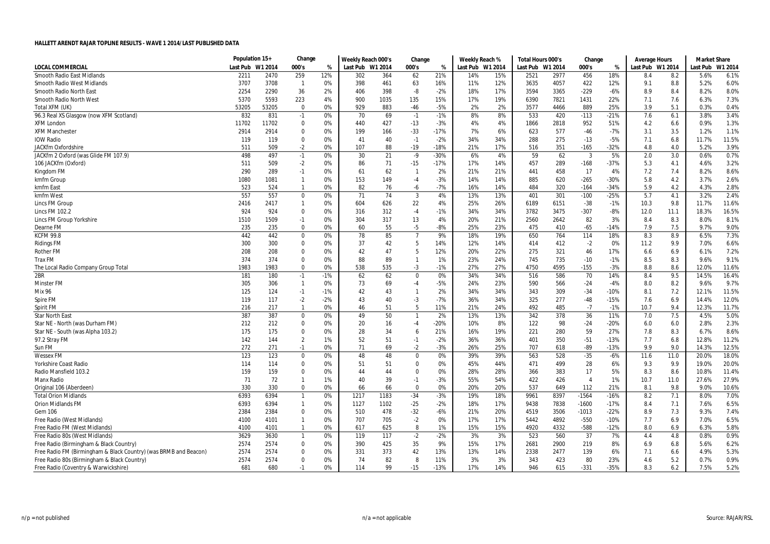**HALLETT ARENDT RAJAR TOPLINE RESULTS - WAVE 1 2014/LAST PUBLISHED DATA**

| | Population 15+ | | Change | | Weekly Reach 000's | | Change | | Weekly Reach % | | Total Hours 000's | | Change | | Average Hours | | Market Share | |
|---|---|---|---|---|---|---|---|---|---|---|---|---|---|---|---|---|---|---|
| LOCAL COMMERCIAL | Last Pub | W1 2014 | 000's | % | Last Pub | W1 2014 | 000's | % | Last Pub | W1 2014 | Last Pub | W1 2014 | 000's | % | Last Pub | W1 2014 | Last Pub | W1 2014 |
| Smooth Radio East Midlands | 2211 | 2470 | 259 | 12% | 302 | 364 | 62 | 21% | 14% | 15% | 2521 | 2977 | 456 | 18% | 8.4 | 8.2 | 5.6% | 6.1% |
| Smooth Radio West Midlands | 3707 | 3708 | 1 | 0% | 398 | 461 | 63 | 16% | 11% | 12% | 3635 | 4057 | 422 | 12% | 9.1 | 8.8 | 5.2% | 6.0% |
| Smooth Radio North East | 2254 | 2290 | 36 | 2% | 406 | 398 | -8 | -2% | 18% | 17% | 3594 | 3365 | -229 | -6% | 8.9 | 8.4 | 8.2% | 8.0% |
| Smooth Radio North West | 5370 | 5593 | 223 | 4% | 900 | 1035 | 135 | 15% | 17% | 19% | 6390 | 7821 | 1431 | 22% | 7.1 | 7.6 | 6.3% | 7.3% |
| Total XFM (UK) | 53205 | 53205 | 0 | 0% | 929 | 883 | -46 | -5% | 2% | 2% | 3577 | 4466 | 889 | 25% | 3.9 | 5.1 | 0.3% | 0.4% |
| 96.3 Real XS Glasgow (now XFM Scotland) | 832 | 831 | -1 | 0% | 70 | 69 | -1 | -1% | 8% | 8% | 533 | 420 | -113 | -21% | 7.6 | 6.1 | 3.8% | 3.4% |
| XFM London | 11702 | 11702 | 0 | 0% | 440 | 427 | -13 | -3% | 4% | 4% | 1866 | 2818 | 952 | 51% | 4.2 | 6.6 | 0.9% | 1.3% |
| XFM Manchester | 2914 | 2914 | 0 | 0% | 199 | 166 | -33 | -17% | 7% | 6% | 623 | 577 | -46 | -7% | 3.1 | 3.5 | 1.2% | 1.1% |
| IOW Radio | 119 | 119 | 0 | 0% | 41 | 40 | -1 | -2% | 34% | 34% | 288 | 275 | -13 | -5% | 7.1 | 6.8 | 11.7% | 11.5% |
| JACKfm Oxfordshire | 511 | 509 | -2 | 0% | 107 | 88 | -19 | -18% | 21% | 17% | 516 | 351 | -165 | -32% | 4.8 | 4.0 | 5.2% | 3.9% |
| JACKfm 2 Oxford (was Glide FM 107.9) | 498 | 497 | -1 | 0% | 30 | 21 | -9 | -30% | 6% | 4% | 59 | 62 | 3 | 5% | 2.0 | 3.0 | 0.6% | 0.7% |
| 106 JACKfm (Oxford) | 511 | 509 | -2 | 0% | 86 | 71 | -15 | -17% | 17% | 14% | 457 | 289 | -168 | -37% | 5.3 | 4.1 | 4.6% | 3.2% |
| Kingdom FM | 290 | 289 | -1 | 0% | 61 | 62 | 1 | 2% | 21% | 21% | 441 | 458 | 17 | 4% | 7.2 | 7.4 | 8.2% | 8.6% |
| kmfm Group | 1080 | 1081 | 1 | 0% | 153 | 149 | -4 | -3% | 14% | 14% | 885 | 620 | -265 | -30% | 5.8 | 4.2 | 3.7% | 2.6% |
| kmfm East | 523 | 524 | 1 | 0% | 82 | 76 | -6 | -7% | 16% | 14% | 484 | 320 | -164 | -34% | 5.9 | 4.2 | 4.3% | 2.8% |
| kmfm West | 557 | 557 | 0 | 0% | 71 | 74 | 3 | 4% | 13% | 13% | 401 | 301 | -100 | -25% | 5.7 | 4.1 | 3.2% | 2.4% |
| Lincs FM Group | 2416 | 2417 | 1 | 0% | 604 | 626 | 22 | 4% | 25% | 26% | 6189 | 6151 | -38 | -1% | 10.3 | 9.8 | 11.7% | 11.6% |
| Lincs FM 102.2 | 924 | 924 | 0 | 0% | 316 | 312 | -4 | -1% | 34% | 34% | 3782 | 3475 | -307 | -8% | 12.0 | 11.1 | 18.3% | 16.5% |
| Lincs FM Group Yorkshire | 1510 | 1509 | -1 | 0% | 304 | 317 | 13 | 4% | 20% | 21% | 2560 | 2642 | 82 | 3% | 8.4 | 8.3 | 8.0% | 8.1% |
| Dearne FM | 235 | 235 | 0 | 0% | 60 | 55 | -5 | -8% | 25% | 23% | 475 | 410 | -65 | -14% | 7.9 | 7.5 | 9.7% | 9.0% |
| KCFM 99.8 | 442 | 442 | 0 | 0% | 78 | 85 | 7 | 9% | 18% | 19% | 650 | 764 | 114 | 18% | 8.3 | 8.9 | 6.5% | 7.3% |
| Ridings FM | 300 | 300 | 0 | 0% | 37 | 42 | 5 | 14% | 12% | 14% | 414 | 412 | -2 | 0% | 11.2 | 9.9 | 7.0% | 6.6% |
| Rother FM | 208 | 208 | 0 | 0% | 42 | 47 | 5 | 12% | 20% | 22% | 275 | 321 | 46 | 17% | 6.6 | 6.9 | 6.1% | 7.2% |
| Trax FM | 374 | 374 | 0 | 0% | 88 | 89 | 1 | 1% | 23% | 24% | 745 | 735 | -10 | -1% | 8.5 | 8.3 | 9.6% | 9.1% |
| The Local Radio Company Group Total | 1983 | 1983 | 0 | 0% | 538 | 535 | -3 | -1% | 27% | 27% | 4750 | 4595 | -155 | -3% | 8.8 | 8.6 | 12.0% | 11.6% |
| 2BR | 181 | 180 | -1 | -1% | 62 | 62 | 0 | 0% | 34% | 34% | 516 | 586 | 70 | 14% | 8.4 | 9.5 | 14.5% | 16.4% |
| Minster FM | 305 | 306 | 1 | 0% | 73 | 69 | -4 | -5% | 24% | 23% | 590 | 566 | -24 | -4% | 8.0 | 8.2 | 9.6% | 9.7% |
| Mix 96 | 125 | 124 | -1 | -1% | 42 | 43 | 1 | 2% | 34% | 34% | 343 | 309 | -34 | -10% | 8.1 | 7.2 | 12.1% | 11.5% |
| Spire FM | 119 | 117 | -2 | -2% | 43 | 40 | -3 | -7% | 36% | 34% | 325 | 277 | -48 | -15% | 7.6 | 6.9 | 14.4% | 12.0% |
| Spirit FM | 216 | 217 | 1 | 0% | 46 | 51 | 5 | 11% | 21% | 24% | 492 | 485 | -7 | -1% | 10.7 | 9.4 | 12.3% | 11.7% |
| Star North East | 387 | 387 | 0 | 0% | 49 | 50 | 1 | 2% | 13% | 13% | 342 | 378 | 36 | 11% | 7.0 | 7.5 | 4.5% | 5.0% |
| Star NE - North (was Durham FM) | 212 | 212 | 0 | 0% | 20 | 16 | -4 | -20% | 10% | 8% | 122 | 98 | -24 | -20% | 6.0 | 6.0 | 2.8% | 2.3% |
| Star NE - South (was Alpha 103.2) | 175 | 175 | 0 | 0% | 28 | 34 | 6 | 21% | 16% | 19% | 221 | 280 | 59 | 27% | 7.8 | 8.3 | 6.7% | 8.6% |
| 97.2 Stray FM | 142 | 144 | 2 | 1% | 52 | 51 | -1 | -2% | 36% | 36% | 401 | 350 | -51 | -13% | 7.7 | 6.8 | 12.8% | 11.2% |
| Sun FM | 272 | 271 | -1 | 0% | 71 | 69 | -2 | -3% | 26% | 25% | 707 | 618 | -89 | -13% | 9.9 | 9.0 | 14.3% | 12.5% |
| Wessex FM | 123 | 123 | 0 | 0% | 48 | 48 | 0 | 0% | 39% | 39% | 563 | 528 | -35 | -6% | 11.6 | 11.0 | 20.0% | 18.0% |
| Yorkshire Coast Radio | 114 | 114 | 0 | 0% | 51 | 51 | 0 | 0% | 45% | 44% | 471 | 499 | 28 | 6% | 9.3 | 9.9 | 19.0% | 20.0% |
| Radio Mansfield 103.2 | 159 | 159 | 0 | 0% | 44 | 44 | 0 | 0% | 28% | 28% | 366 | 383 | 17 | 5% | 8.3 | 8.6 | 10.8% | 11.4% |
| Manx Radio | 71 | 72 | 1 | 1% | 40 | 39 | -1 | -3% | 55% | 54% | 422 | 426 | 4 | 1% | 10.7 | 11.0 | 27.6% | 27.9% |
| Original 106 (Aberdeen) | 330 | 330 | 0 | 0% | 66 | 66 | 0 | 0% | 20% | 20% | 537 | 649 | 112 | 21% | 8.1 | 9.8 | 9.0% | 10.6% |
| Total Orion Midlands | 6393 | 6394 | 1 | 0% | 1217 | 1183 | -34 | -3% | 19% | 18% | 9961 | 8397 | -1564 | -16% | 8.2 | 7.1 | 8.0% | 7.0% |
| Orion Midlands FM | 6393 | 6394 | 1 | 0% | 1127 | 1102 | -25 | -2% | 18% | 17% | 9438 | 7838 | -1600 | -17% | 8.4 | 7.1 | 7.6% | 6.5% |
| Gem 106 | 2384 | 2384 | 0 | 0% | 510 | 478 | -32 | -6% | 21% | 20% | 4519 | 3506 | -1013 | -22% | 8.9 | 7.3 | 9.3% | 7.4% |
| Free Radio (West Midlands) | 4100 | 4101 | 1 | 0% | 707 | 705 | -2 | 0% | 17% | 17% | 5442 | 4892 | -550 | -10% | 7.7 | 6.9 | 7.0% | 6.5% |
| Free Radio FM (West Midlands) | 4100 | 4101 | 1 | 0% | 617 | 625 | 8 | 1% | 15% | 15% | 4920 | 4332 | -588 | -12% | 8.0 | 6.9 | 6.3% | 5.8% |
| Free Radio 80s (West Midlands) | 3629 | 3630 | 1 | 0% | 119 | 117 | -2 | -2% | 3% | 3% | 523 | 560 | 37 | 7% | 4.4 | 4.8 | 0.8% | 0.9% |
| Free Radio (Birmingham & Black Country) | 2574 | 2574 | 0 | 0% | 390 | 425 | 35 | 9% | 15% | 17% | 2681 | 2900 | 219 | 8% | 6.9 | 6.8 | 5.6% | 6.2% |
| Free Radio FM (Birmingham & Black Country) (was BRMB and Beacon) | 2574 | 2574 | 0 | 0% | 331 | 373 | 42 | 13% | 13% | 14% | 2338 | 2477 | 139 | 6% | 7.1 | 6.6 | 4.9% | 5.3% |
| Free Radio 80s (Birmingham & Black Country) | 2574 | 2574 | 0 | 0% | 74 | 82 | 8 | 11% | 3% | 3% | 343 | 423 | 80 | 23% | 4.6 | 5.2 | 0.7% | 0.9% |
| Free Radio (Coventry & Warwickshire) | 681 | 680 | -1 | 0% | 114 | 99 | -15 | -13% | 17% | 14% | 946 | 615 | -331 | -35% | 8.3 | 6.2 | 7.5% | 5.2% |

n/p = not published    n/a = not applicable    Source: RAJAR/RSL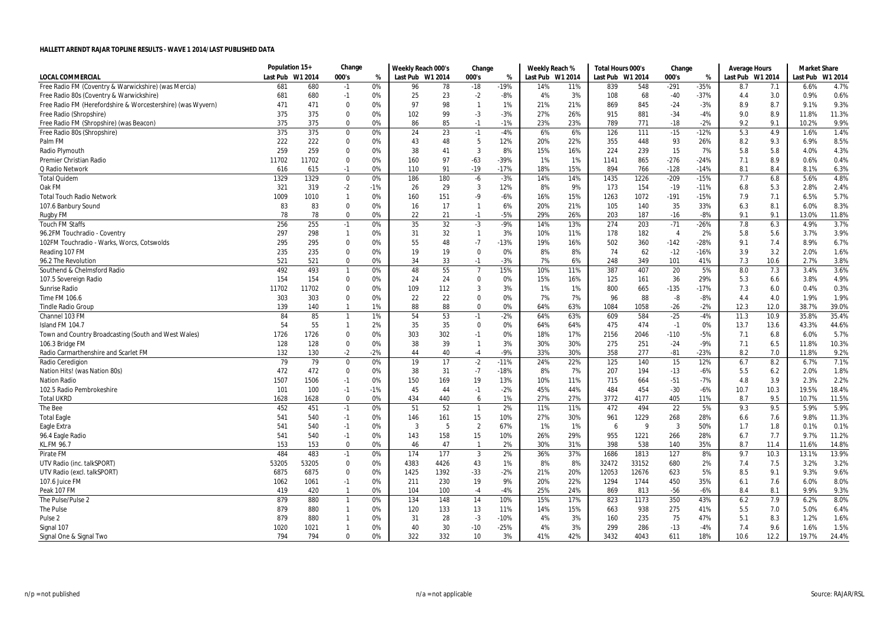**HALLETT ARENDT RAJAR TOPLINE RESULTS - WAVE 1 2014/LAST PUBLISHED DATA**

| | Population 15+ | | Change | | Weekly Reach 000's | | Change | | Weekly Reach % | | Total Hours 000's | | Change | | Average Hours | | Market Share | |
|---|---|---|---|---|---|---|---|---|---|---|---|---|---|---|---|---|---|---|
| LOCAL COMMERCIAL | Last Pub | W1 2014 | 000's | % | Last Pub | W1 2014 | 000's | % | Last Pub | W1 2014 | Last Pub | W1 2014 | 000's | % | Last Pub | W1 2014 | Last Pub | W1 2014 |
| Free Radio FM (Coventry & Warwickshire) (was Mercia) | 681 | 680 | -1 | 0% | 96 | 78 | -18 | -19% | 14% | 11% | 839 | 548 | -291 | -35% | 8.7 | 7.1 | 6.6% | 4.7% |
| Free Radio 80s (Coventry & Warwickshire) | 681 | 680 | -1 | 0% | 25 | 23 | -2 | -8% | 4% | 3% | 108 | 68 | -40 | -37% | 4.4 | 3.0 | 0.9% | 0.6% |
| Free Radio FM (Herefordshire & Worcestershire) (was Wyvern) | 471 | 471 | 0 | 0% | 97 | 98 | 1 | 1% | 21% | 21% | 869 | 845 | -24 | -3% | 8.9 | 8.7 | 9.1% | 9.3% |
| Free Radio (Shropshire) | 375 | 375 | 0 | 0% | 102 | 99 | -3 | -3% | 27% | 26% | 915 | 881 | -34 | -4% | 9.0 | 8.9 | 11.8% | 11.3% |
| Free Radio FM (Shropshire) (was Beacon) | 375 | 375 | 0 | 0% | 86 | 85 | -1 | -1% | 23% | 23% | 789 | 771 | -18 | -2% | 9.2 | 9.1 | 10.2% | 9.9% |
| Free Radio 80s (Shropshire) | 375 | 375 | 0 | 0% | 24 | 23 | -1 | -4% | 6% | 6% | 126 | 111 | -15 | -12% | 5.3 | 4.9 | 1.6% | 1.4% |
| Palm FM | 222 | 222 | 0 | 0% | 43 | 48 | 5 | 12% | 20% | 22% | 355 | 448 | 93 | 26% | 8.2 | 9.3 | 6.9% | 8.5% |
| Radio Plymouth | 259 | 259 | 0 | 0% | 38 | 41 | 3 | 8% | 15% | 16% | 224 | 239 | 15 | 7% | 5.8 | 5.8 | 4.0% | 4.3% |
| Premier Christian Radio | 11702 | 11702 | 0 | 0% | 160 | 97 | -63 | -39% | 1% | 1% | 1141 | 865 | -276 | -24% | 7.1 | 8.9 | 0.6% | 0.4% |
| Q Radio Network | 616 | 615 | -1 | 0% | 110 | 91 | -19 | -17% | 18% | 15% | 894 | 766 | -128 | -14% | 8.1 | 8.4 | 8.1% | 6.3% |
| Total Quidem | 1329 | 1329 | 0 | 0% | 186 | 180 | -6 | -3% | 14% | 14% | 1435 | 1226 | -209 | -15% | 7.7 | 6.8 | 5.6% | 4.8% |
| Oak FM | 321 | 319 | -2 | -1% | 26 | 29 | 3 | 12% | 8% | 9% | 173 | 154 | -19 | -11% | 6.8 | 5.3 | 2.8% | 2.4% |
| Total Touch Radio Network | 1009 | 1010 | 1 | 0% | 160 | 151 | -9 | -6% | 16% | 15% | 1263 | 1072 | -191 | -15% | 7.9 | 7.1 | 6.5% | 5.7% |
| 107.6 Banbury Sound | 83 | 83 | 0 | 0% | 16 | 17 | 1 | 6% | 20% | 21% | 105 | 140 | 35 | 33% | 6.3 | 8.1 | 6.0% | 8.3% |
| Rugby FM | 78 | 78 | 0 | 0% | 22 | 21 | -1 | -5% | 29% | 26% | 203 | 187 | -16 | -8% | 9.1 | 9.1 | 13.0% | 11.8% |
| Touch FM Staffs | 256 | 255 | -1 | 0% | 35 | 32 | -3 | -9% | 14% | 13% | 274 | 203 | -71 | -26% | 7.8 | 6.3 | 4.9% | 3.7% |
| 96.2FM Touchradio - Coventry | 297 | 298 | 1 | 0% | 31 | 32 | 1 | 3% | 10% | 11% | 178 | 182 | 4 | 2% | 5.8 | 5.6 | 3.7% | 3.9% |
| 102FM Touchradio - Warks, Worcs, Cotswolds | 295 | 295 | 0 | 0% | 55 | 48 | -7 | -13% | 19% | 16% | 502 | 360 | -142 | -28% | 9.1 | 7.4 | 8.9% | 6.7% |
| Reading 107 FM | 235 | 235 | 0 | 0% | 19 | 19 | 0 | 0% | 8% | 8% | 74 | 62 | -12 | -16% | 3.9 | 3.2 | 2.0% | 1.6% |
| 96.2 The Revolution | 521 | 521 | 0 | 0% | 34 | 33 | -1 | -3% | 7% | 6% | 248 | 349 | 101 | 41% | 7.3 | 10.6 | 2.7% | 3.8% |
| Southend & Chelmsford Radio | 492 | 493 | 1 | 0% | 48 | 55 | 7 | 15% | 10% | 11% | 387 | 407 | 20 | 5% | 8.0 | 7.3 | 3.4% | 3.6% |
| 107.5 Sovereign Radio | 154 | 154 | 0 | 0% | 24 | 24 | 0 | 0% | 15% | 16% | 125 | 161 | 36 | 29% | 5.3 | 6.6 | 3.8% | 4.9% |
| Sunrise Radio | 11702 | 11702 | 0 | 0% | 109 | 112 | 3 | 3% | 1% | 1% | 800 | 665 | -135 | -17% | 7.3 | 6.0 | 0.4% | 0.3% |
| Time FM 106.6 | 303 | 303 | 0 | 0% | 22 | 22 | 0 | 0% | 7% | 7% | 96 | 88 | -8 | -8% | 4.4 | 4.0 | 1.9% | 1.9% |
| Tindle Radio Group | 139 | 140 | 1 | 1% | 88 | 88 | 0 | 0% | 64% | 63% | 1084 | 1058 | -26 | -2% | 12.3 | 12.0 | 38.7% | 39.0% |
| Channel 103 FM | 84 | 85 | 1 | 1% | 54 | 53 | -1 | -2% | 64% | 63% | 609 | 584 | -25 | -4% | 11.3 | 10.9 | 35.8% | 35.4% |
| Island FM 104.7 | 54 | 55 | 1 | 2% | 35 | 35 | 0 | 0% | 64% | 64% | 475 | 474 | -1 | 0% | 13.7 | 13.6 | 43.3% | 44.6% |
| Town and Country Broadcasting (South and West Wales) | 1726 | 1726 | 0 | 0% | 303 | 302 | -1 | 0% | 18% | 17% | 2156 | 2046 | -110 | -5% | 7.1 | 6.8 | 6.0% | 5.7% |
| 106.3 Bridge FM | 128 | 128 | 0 | 0% | 38 | 39 | 1 | 3% | 30% | 30% | 275 | 251 | -24 | -9% | 7.1 | 6.5 | 11.8% | 10.3% |
| Radio Carmarthenshire and Scarlet FM | 132 | 130 | -2 | -2% | 44 | 40 | -4 | -9% | 33% | 30% | 358 | 277 | -81 | -23% | 8.2 | 7.0 | 11.8% | 9.2% |
| Radio Ceredigion | 79 | 79 | 0 | 0% | 19 | 17 | -2 | -11% | 24% | 22% | 125 | 140 | 15 | 12% | 6.7 | 8.2 | 6.7% | 7.1% |
| Nation Hits! (was Nation 80s) | 472 | 472 | 0 | 0% | 38 | 31 | -7 | -18% | 8% | 7% | 207 | 194 | -13 | -6% | 5.5 | 6.2 | 2.0% | 1.8% |
| Nation Radio | 1507 | 1506 | -1 | 0% | 150 | 169 | 19 | 13% | 10% | 11% | 715 | 664 | -51 | -7% | 4.8 | 3.9 | 2.3% | 2.2% |
| 102.5 Radio Pembrokeshire | 101 | 100 | -1 | -1% | 45 | 44 | -1 | -2% | 45% | 44% | 484 | 454 | -30 | -6% | 10.7 | 10.3 | 19.5% | 18.4% |
| Total UKRD | 1628 | 1628 | 0 | 0% | 434 | 440 | 6 | 1% | 27% | 27% | 3772 | 4177 | 405 | 11% | 8.7 | 9.5 | 10.7% | 11.5% |
| The Bee | 452 | 451 | -1 | 0% | 51 | 52 | 1 | 2% | 11% | 11% | 472 | 494 | 22 | 5% | 9.3 | 9.5 | 5.9% | 5.9% |
| Total Eagle | 541 | 540 | -1 | 0% | 146 | 161 | 15 | 10% | 27% | 30% | 961 | 1229 | 268 | 28% | 6.6 | 7.6 | 9.8% | 11.3% |
| Eagle Extra | 541 | 540 | -1 | 0% | 3 | 5 | 2 | 67% | 1% | 1% | 6 | 9 | 3 | 50% | 1.7 | 1.8 | 0.1% | 0.1% |
| 96.4 Eagle Radio | 541 | 540 | -1 | 0% | 143 | 158 | 15 | 10% | 26% | 29% | 955 | 1221 | 266 | 28% | 6.7 | 7.7 | 9.7% | 11.2% |
| KL.FM 96.7 | 153 | 153 | 0 | 0% | 46 | 47 | 1 | 2% | 30% | 31% | 398 | 538 | 140 | 35% | 8.7 | 11.4 | 11.6% | 14.8% |
| Pirate FM | 484 | 483 | -1 | 0% | 174 | 177 | 3 | 2% | 36% | 37% | 1686 | 1813 | 127 | 8% | 9.7 | 10.3 | 13.1% | 13.9% |
| UTV Radio (inc. talkSPORT) | 53205 | 53205 | 0 | 0% | 4383 | 4426 | 43 | 1% | 8% | 8% | 32472 | 33152 | 680 | 2% | 7.4 | 7.5 | 3.2% | 3.2% |
| UTV Radio (excl. talkSPORT) | 6875 | 6875 | 0 | 0% | 1425 | 1392 | -33 | -2% | 21% | 20% | 12053 | 12676 | 623 | 5% | 8.5 | 9.1 | 9.3% | 9.6% |
| 107.6 Juice FM | 1062 | 1061 | -1 | 0% | 211 | 230 | 19 | 9% | 20% | 22% | 1294 | 1744 | 450 | 35% | 6.1 | 7.6 | 6.0% | 8.0% |
| Peak 107 FM | 419 | 420 | 1 | 0% | 104 | 100 | -4 | -4% | 25% | 24% | 869 | 813 | -56 | -6% | 8.4 | 8.1 | 9.9% | 9.3% |
| The Pulse/Pulse 2 | 879 | 880 | 1 | 0% | 134 | 148 | 14 | 10% | 15% | 17% | 823 | 1173 | 350 | 43% | 6.2 | 7.9 | 6.2% | 8.0% |
| The Pulse | 879 | 880 | 1 | 0% | 120 | 133 | 13 | 11% | 14% | 15% | 663 | 938 | 275 | 41% | 5.5 | 7.0 | 5.0% | 6.4% |
| Pulse 2 | 879 | 880 | 1 | 0% | 31 | 28 | -3 | -10% | 4% | 3% | 160 | 235 | 75 | 47% | 5.1 | 8.3 | 1.2% | 1.6% |
| Signal 107 | 1020 | 1021 | 1 | 0% | 40 | 30 | -10 | -25% | 4% | 3% | 299 | 286 | -13 | -4% | 7.4 | 9.6 | 1.6% | 1.5% |
| Signal One & Signal Two | 794 | 794 | 0 | 0% | 322 | 332 | 10 | 3% | 41% | 42% | 3432 | 4043 | 611 | 18% | 10.6 | 12.2 | 19.7% | 24.4% |

n/p = not published          n/a = not applicable          Source: RAJAR/RSL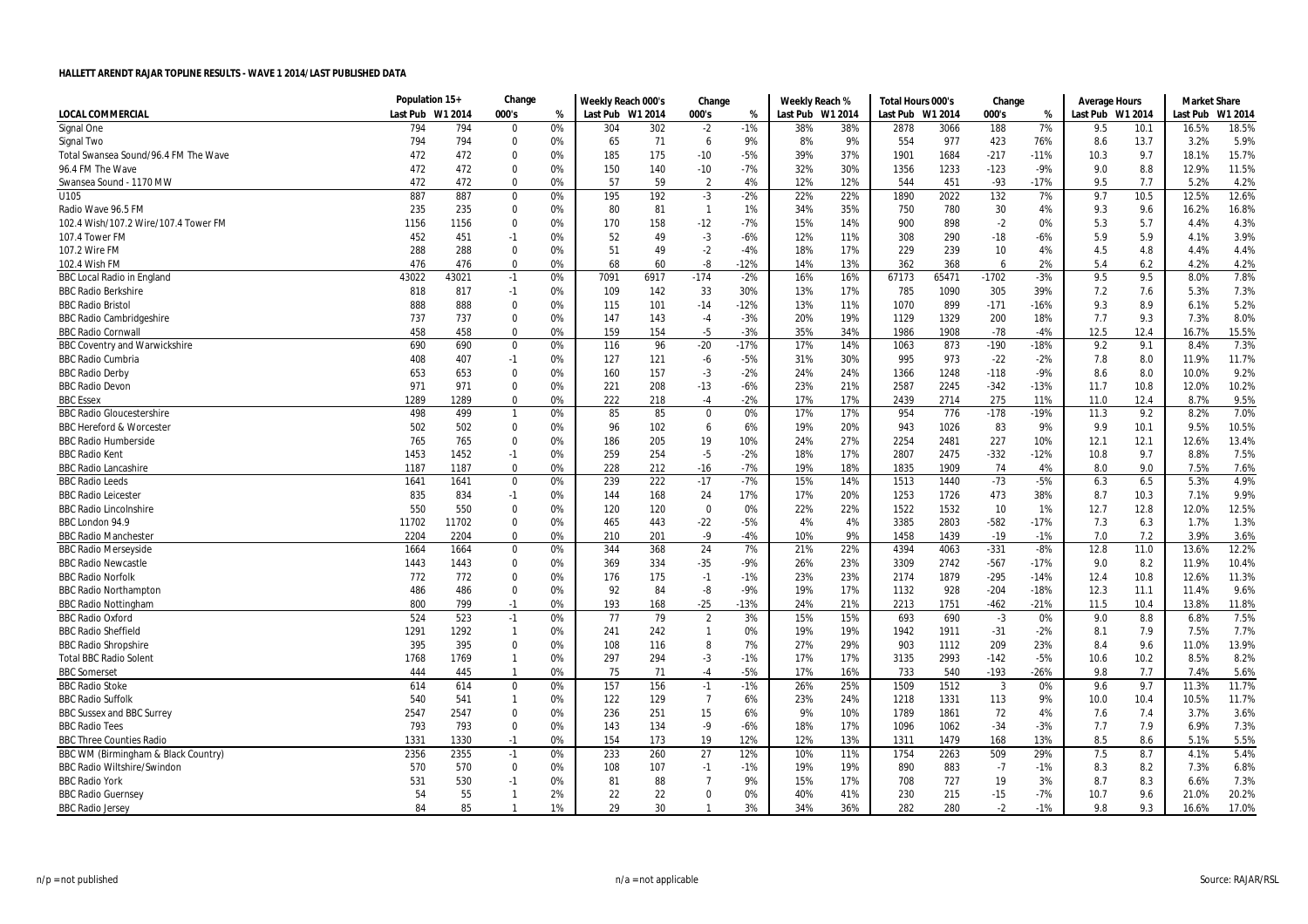**HALLETT ARENDT RAJAR TOPLINE RESULTS - WAVE 1 2014/LAST PUBLISHED DATA**

| | Population 15+ | | Change | | Weekly Reach 000's | | Change | | Weekly Reach % | | Total Hours 000's | | Change | | Average Hours | | Market Share | |
|---|---|---|---|---|---|---|---|---|---|---|---|---|---|---|---|---|---|---|
| LOCAL COMMERCIAL | Last Pub | W1 2014 | 000's | % | Last Pub | W1 2014 | 000's | % | Last Pub | W1 2014 | Last Pub | W1 2014 | 000's | % | Last Pub | W1 2014 | Last Pub | W1 2014 |
| Signal One | 794 | 794 | 0 | 0% | 304 | 302 | -2 | -1% | 38% | 38% | 2878 | 3066 | 188 | 7% | 9.5 | 10.1 | 16.5% | 18.5% |
| Signal Two | 794 | 794 | 0 | 0% | 65 | 71 | 6 | 9% | 8% | 9% | 554 | 977 | 423 | 76% | 8.6 | 13.7 | 3.2% | 5.9% |
| Total Swansea Sound/96.4 FM The Wave | 472 | 472 | 0 | 0% | 185 | 175 | -10 | -5% | 39% | 37% | 1901 | 1684 | -217 | -11% | 10.3 | 9.7 | 18.1% | 15.7% |
| 96.4 FM The Wave | 472 | 472 | 0 | 0% | 150 | 140 | -10 | -7% | 32% | 30% | 1356 | 1233 | -123 | -9% | 9.0 | 8.8 | 12.9% | 11.5% |
| Swansea Sound - 1170 MW | 472 | 472 | 0 | 0% | 57 | 59 | 2 | 4% | 12% | 12% | 544 | 451 | -93 | -17% | 9.5 | 7.7 | 5.2% | 4.2% |
| U105 | 887 | 887 | 0 | 0% | 195 | 192 | -3 | -2% | 22% | 22% | 1890 | 2022 | 132 | 7% | 9.7 | 10.5 | 12.5% | 12.6% |
| Radio Wave 96.5 FM | 235 | 235 | 0 | 0% | 80 | 81 | 1 | 1% | 34% | 35% | 750 | 780 | 30 | 4% | 9.3 | 9.6 | 16.2% | 16.8% |
| 102.4 Wish/107.2 Wire/107.4 Tower FM | 1156 | 1156 | 0 | 0% | 170 | 158 | -12 | -7% | 15% | 14% | 900 | 898 | -2 | 0% | 5.3 | 5.7 | 4.4% | 4.3% |
| 107.4 Tower FM | 452 | 451 | -1 | 0% | 52 | 49 | -3 | -6% | 12% | 11% | 308 | 290 | -18 | -6% | 5.9 | 5.9 | 4.1% | 3.9% |
| 107.2 Wire FM | 288 | 288 | 0 | 0% | 51 | 49 | -2 | -4% | 18% | 17% | 229 | 239 | 10 | 4% | 4.5 | 4.8 | 4.4% | 4.4% |
| 102.4 Wish FM | 476 | 476 | 0 | 0% | 68 | 60 | -8 | -12% | 14% | 13% | 362 | 368 | 6 | 2% | 5.4 | 6.2 | 4.2% | 4.2% |
| BBC Local Radio in England | 43022 | 43021 | -1 | 0% | 7091 | 6917 | -174 | -2% | 16% | 16% | 67173 | 65471 | -1702 | -3% | 9.5 | 9.5 | 8.0% | 7.8% |
| BBC Radio Berkshire | 818 | 817 | -1 | 0% | 109 | 142 | 33 | 30% | 13% | 17% | 785 | 1090 | 305 | 39% | 7.2 | 7.6 | 5.3% | 7.3% |
| BBC Radio Bristol | 888 | 888 | 0 | 0% | 115 | 101 | -14 | -12% | 13% | 11% | 1070 | 899 | -171 | -16% | 9.3 | 8.9 | 6.1% | 5.2% |
| BBC Radio Cambridgeshire | 737 | 737 | 0 | 0% | 147 | 143 | -4 | -3% | 20% | 19% | 1129 | 1329 | 200 | 18% | 7.7 | 9.3 | 7.3% | 8.0% |
| BBC Radio Cornwall | 458 | 458 | 0 | 0% | 159 | 154 | -5 | -3% | 35% | 34% | 1986 | 1908 | -78 | -4% | 12.5 | 12.4 | 16.7% | 15.5% |
| BBC Coventry and Warwickshire | 690 | 690 | 0 | 0% | 116 | 96 | -20 | -17% | 17% | 14% | 1063 | 873 | -190 | -18% | 9.2 | 9.1 | 8.4% | 7.3% |
| BBC Radio Cumbria | 408 | 407 | -1 | 0% | 127 | 121 | -6 | -5% | 31% | 30% | 995 | 973 | -22 | -2% | 7.8 | 8.0 | 11.9% | 11.7% |
| BBC Radio Derby | 653 | 653 | 0 | 0% | 160 | 157 | -3 | -2% | 24% | 24% | 1366 | 1248 | -118 | -9% | 8.6 | 8.0 | 10.0% | 9.2% |
| BBC Radio Devon | 971 | 971 | 0 | 0% | 221 | 208 | -13 | -6% | 23% | 21% | 2587 | 2245 | -342 | -13% | 11.7 | 10.8 | 12.0% | 10.2% |
| BBC Essex | 1289 | 1289 | 0 | 0% | 222 | 218 | -4 | -2% | 17% | 17% | 2439 | 2714 | 275 | 11% | 11.0 | 12.4 | 8.7% | 9.5% |
| BBC Radio Gloucestershire | 498 | 499 | 1 | 0% | 85 | 85 | 0 | 0% | 17% | 17% | 954 | 776 | -178 | -19% | 11.3 | 9.2 | 8.2% | 7.0% |
| BBC Hereford & Worcester | 502 | 502 | 0 | 0% | 96 | 102 | 6 | 6% | 19% | 20% | 943 | 1026 | 83 | 9% | 9.9 | 10.1 | 9.5% | 10.5% |
| BBC Radio Humberside | 765 | 765 | 0 | 0% | 186 | 205 | 19 | 10% | 24% | 27% | 2254 | 2481 | 227 | 10% | 12.1 | 12.1 | 12.6% | 13.4% |
| BBC Radio Kent | 1453 | 1452 | -1 | 0% | 259 | 254 | -5 | -2% | 18% | 17% | 2807 | 2475 | -332 | -12% | 10.8 | 9.7 | 8.8% | 7.5% |
| BBC Radio Lancashire | 1187 | 1187 | 0 | 0% | 228 | 212 | -16 | -7% | 19% | 18% | 1835 | 1909 | 74 | 4% | 8.0 | 9.0 | 7.5% | 7.6% |
| BBC Radio Leeds | 1641 | 1641 | 0 | 0% | 239 | 222 | -17 | -7% | 15% | 14% | 1513 | 1440 | -73 | -5% | 6.3 | 6.5 | 5.3% | 4.9% |
| BBC Radio Leicester | 835 | 834 | -1 | 0% | 144 | 168 | 24 | 17% | 17% | 20% | 1253 | 1726 | 473 | 38% | 8.7 | 10.3 | 7.1% | 9.9% |
| BBC Radio Lincolnshire | 550 | 550 | 0 | 0% | 120 | 120 | 0 | 0% | 22% | 22% | 1522 | 1532 | 10 | 1% | 12.7 | 12.8 | 12.0% | 12.5% |
| BBC London 94.9 | 11702 | 11702 | 0 | 0% | 465 | 443 | -22 | -5% | 4% | 4% | 3385 | 2803 | -582 | -17% | 7.3 | 6.3 | 1.7% | 1.3% |
| BBC Radio Manchester | 2204 | 2204 | 0 | 0% | 210 | 201 | -9 | -4% | 10% | 9% | 1458 | 1439 | -19 | -1% | 7.0 | 7.2 | 3.9% | 3.6% |
| BBC Radio Merseyside | 1664 | 1664 | 0 | 0% | 344 | 368 | 24 | 7% | 21% | 22% | 4394 | 4063 | -331 | -8% | 12.8 | 11.0 | 13.6% | 12.2% |
| BBC Radio Newcastle | 1443 | 1443 | 0 | 0% | 369 | 334 | -35 | -9% | 26% | 23% | 3309 | 2742 | -567 | -17% | 9.0 | 8.2 | 11.9% | 10.4% |
| BBC Radio Norfolk | 772 | 772 | 0 | 0% | 176 | 175 | -1 | -1% | 23% | 23% | 2174 | 1879 | -295 | -14% | 12.4 | 10.8 | 12.6% | 11.3% |
| BBC Radio Northampton | 486 | 486 | 0 | 0% | 92 | 84 | -8 | -9% | 19% | 17% | 1132 | 928 | -204 | -18% | 12.3 | 11.1 | 11.4% | 9.6% |
| BBC Radio Nottingham | 800 | 799 | -1 | 0% | 193 | 168 | -25 | -13% | 24% | 21% | 2213 | 1751 | -462 | -21% | 11.5 | 10.4 | 13.8% | 11.8% |
| BBC Radio Oxford | 524 | 523 | -1 | 0% | 77 | 79 | 2 | 3% | 15% | 15% | 693 | 690 | -3 | 0% | 9.0 | 8.8 | 6.8% | 7.5% |
| BBC Radio Sheffield | 1291 | 1292 | 1 | 0% | 241 | 242 | 1 | 0% | 19% | 19% | 1942 | 1911 | -31 | -2% | 8.1 | 7.9 | 7.5% | 7.7% |
| BBC Radio Shropshire | 395 | 395 | 0 | 0% | 108 | 116 | 8 | 7% | 27% | 29% | 903 | 1112 | 209 | 23% | 8.4 | 9.6 | 11.0% | 13.9% |
| Total BBC Radio Solent | 1768 | 1769 | 1 | 0% | 297 | 294 | -3 | -1% | 17% | 17% | 3135 | 2993 | -142 | -5% | 10.6 | 10.2 | 8.5% | 8.2% |
| BBC Somerset | 444 | 445 | 1 | 0% | 75 | 71 | -4 | -5% | 17% | 16% | 733 | 540 | -193 | -26% | 9.8 | 7.7 | 7.4% | 5.6% |
| BBC Radio Stoke | 614 | 614 | 0 | 0% | 157 | 156 | -1 | -1% | 26% | 25% | 1509 | 1512 | 3 | 0% | 9.6 | 9.7 | 11.3% | 11.7% |
| BBC Radio Suffolk | 540 | 541 | 1 | 0% | 122 | 129 | 7 | 6% | 23% | 24% | 1218 | 1331 | 113 | 9% | 10.0 | 10.4 | 10.5% | 11.7% |
| BBC Sussex and BBC Surrey | 2547 | 2547 | 0 | 0% | 236 | 251 | 15 | 6% | 9% | 10% | 1789 | 1861 | 72 | 4% | 7.6 | 7.4 | 3.7% | 3.6% |
| BBC Radio Tees | 793 | 793 | 0 | 0% | 143 | 134 | -9 | -6% | 18% | 17% | 1096 | 1062 | -34 | -3% | 7.7 | 7.9 | 6.9% | 7.3% |
| BBC Three Counties Radio | 1331 | 1330 | -1 | 0% | 154 | 173 | 19 | 12% | 12% | 13% | 1311 | 1479 | 168 | 13% | 8.5 | 8.6 | 5.1% | 5.5% |
| BBC WM (Birmingham & Black Country) | 2356 | 2355 | -1 | 0% | 233 | 260 | 27 | 12% | 10% | 11% | 1754 | 2263 | 509 | 29% | 7.5 | 8.7 | 4.1% | 5.4% |
| BBC Radio Wiltshire/Swindon | 570 | 570 | 0 | 0% | 108 | 107 | -1 | -1% | 19% | 19% | 890 | 883 | -7 | -1% | 8.3 | 8.2 | 7.3% | 6.8% |
| BBC Radio York | 531 | 530 | -1 | 0% | 81 | 88 | 7 | 9% | 15% | 17% | 708 | 727 | 19 | 3% | 8.7 | 8.3 | 6.6% | 7.3% |
| BBC Radio Guernsey | 54 | 55 | 1 | 2% | 22 | 22 | 0 | 0% | 40% | 41% | 230 | 215 | -15 | -7% | 10.7 | 9.6 | 21.0% | 20.2% |
| BBC Radio Jersey | 84 | 85 | 1 | 1% | 29 | 30 | 1 | 3% | 34% | 36% | 282 | 280 | -2 | -1% | 9.8 | 9.3 | 16.6% | 17.0% |

n/p = not published n/a = not applicable Source: RAJAR/RSL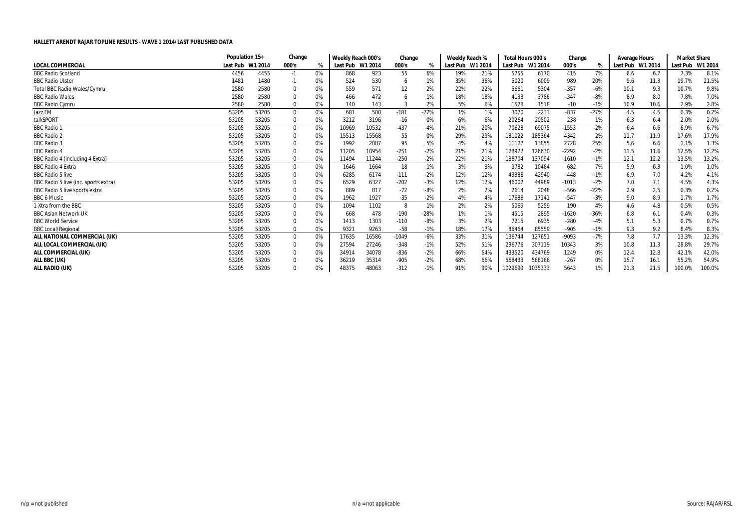**HALLETT ARENDT RAJAR TOPLINE RESULTS - WAVE 1 2014/LAST PUBLISHED DATA**

| | Population 15+ | | Change | | Weekly Reach 000's | | Change | | Weekly Reach % | | Total Hours 000's | | Change | | Average Hours | | Market Share | |
|---|---|---|---|---|---|---|---|---|---|---|---|---|---|---|---|---|---|---|
| LOCAL COMMERCIAL | Last Pub | W1 2014 | 000's | % | Last Pub | W1 2014 | 000's | % | Last Pub | W1 2014 | Last Pub | W1 2014 | 000's | % | Last Pub | W1 2014 | Last Pub | W1 2014 |
| BBC Radio Scotland | 4456 | 4455 | -1 | 0% | 868 | 923 | 55 | 6% | 19% | 21% | 5755 | 6170 | 415 | 7% | 6.6 | 6.7 | 7.3% | 8.1% |
| BBC Radio Ulster | 1481 | 1480 | -1 | 0% | 524 | 530 | 6 | 1% | 35% | 36% | 5020 | 6009 | 989 | 20% | 9.6 | 11.3 | 19.7% | 21.5% |
| Total BBC Radio Wales/Cymru | 2580 | 2580 | 0 | 0% | 559 | 571 | 12 | 2% | 22% | 22% | 5661 | 5304 | -357 | -6% | 10.1 | 9.3 | 10.7% | 9.8% |
| BBC Radio Wales | 2580 | 2580 | 0 | 0% | 466 | 472 | 6 | 1% | 18% | 18% | 4133 | 3786 | -347 | -8% | 8.9 | 8.0 | 7.8% | 7.0% |
| BBC Radio Cymru | 2580 | 2580 | 0 | 0% | 140 | 143 | 3 | 2% | 5% | 6% | 1528 | 1518 | -10 | -1% | 10.9 | 10.6 | 2.9% | 2.8% |
| Jazz FM | 53205 | 53205 | 0 | 0% | 681 | 500 | -181 | -27% | 1% | 1% | 3070 | 2233 | -837 | -27% | 4.5 | 4.5 | 0.3% | 0.2% |
| talkSPORT | 53205 | 53205 | 0 | 0% | 3212 | 3196 | -16 | 0% | 6% | 6% | 20264 | 20502 | 238 | 1% | 6.3 | 6.4 | 2.0% | 2.0% |
| BBC Radio 1 | 53205 | 53205 | 0 | 0% | 10969 | 10532 | -437 | -4% | 21% | 20% | 70628 | 69075 | -1553 | -2% | 6.4 | 6.6 | 6.9% | 6.7% |
| BBC Radio 2 | 53205 | 53205 | 0 | 0% | 15513 | 15568 | 55 | 0% | 29% | 29% | 181022 | 185364 | 4342 | 2% | 11.7 | 11.9 | 17.6% | 17.9% |
| BBC Radio 3 | 53205 | 53205 | 0 | 0% | 1992 | 2087 | 95 | 5% | 4% | 4% | 11127 | 13855 | 2728 | 25% | 5.6 | 6.6 | 1.1% | 1.3% |
| BBC Radio 4 | 53205 | 53205 | 0 | 0% | 11205 | 10954 | -251 | -2% | 21% | 21% | 128922 | 126630 | -2292 | -2% | 11.5 | 11.6 | 12.5% | 12.2% |
| BBC Radio 4 (including 4 Extra) | 53205 | 53205 | 0 | 0% | 11494 | 11244 | -250 | -2% | 22% | 21% | 138704 | 137094 | -1610 | -1% | 12.1 | 12.2 | 13.5% | 13.2% |
| BBC Radio 4 Extra | 53205 | 53205 | 0 | 0% | 1646 | 1664 | 18 | 1% | 3% | 3% | 9782 | 10464 | 682 | 7% | 5.9 | 6.3 | 1.0% | 1.0% |
| BBC Radio 5 live | 53205 | 53205 | 0 | 0% | 6285 | 6174 | -111 | -2% | 12% | 12% | 43388 | 42940 | -448 | -1% | 6.9 | 7.0 | 4.2% | 4.1% |
| BBC Radio 5 live (inc. sports extra) | 53205 | 53205 | 0 | 0% | 6529 | 6327 | -202 | -3% | 12% | 12% | 46002 | 44989 | -1013 | -2% | 7.0 | 7.1 | 4.5% | 4.3% |
| BBC Radio 5 live sports extra | 53205 | 53205 | 0 | 0% | 889 | 817 | -72 | -8% | 2% | 2% | 2614 | 2048 | -566 | -22% | 2.9 | 2.5 | 0.3% | 0.2% |
| BBC 6 Music | 53205 | 53205 | 0 | 0% | 1962 | 1927 | -35 | -2% | 4% | 4% | 17688 | 17141 | -547 | -3% | 9.0 | 8.9 | 1.7% | 1.7% |
| 1 Xtra from the BBC | 53205 | 53205 | 0 | 0% | 1094 | 1102 | 8 | 1% | 2% | 2% | 5069 | 5259 | 190 | 4% | 4.6 | 4.8 | 0.5% | 0.5% |
| BBC Asian Network UK | 53205 | 53205 | 0 | 0% | 668 | 478 | -190 | -28% | 1% | 1% | 4515 | 2895 | -1620 | -36% | 6.8 | 6.1 | 0.4% | 0.3% |
| BBC World Service | 53205 | 53205 | 0 | 0% | 1413 | 1303 | -110 | -8% | 3% | 2% | 7215 | 6935 | -280 | -4% | 5.1 | 5.3 | 0.7% | 0.7% |
| BBC Local/Regional | 53205 | 53205 | 0 | 0% | 9321 | 9263 | -58 | -1% | 18% | 17% | 86464 | 85559 | -905 | -1% | 9.3 | 9.2 | 8.4% | 8.3% |
| **ALL NATIONAL COMMERCIAL (UK)** | 53205 | 53205 | 0 | 0% | 17635 | 16586 | -1049 | -6% | 33% | 31% | 136744 | 127651 | -9093 | -7% | 7.8 | 7.7 | 13.3% | 12.3% |
| **ALL LOCAL COMMERCIAL (UK)** | 53205 | 53205 | 0 | 0% | 27594 | 27246 | -348 | -1% | 52% | 51% | 296776 | 307119 | 10343 | 3% | 10.8 | 11.3 | 28.8% | 29.7% |
| **ALL COMMERCIAL (UK)** | 53205 | 53205 | 0 | 0% | 34914 | 34078 | -836 | -2% | 66% | 64% | 433520 | 434769 | 1249 | 0% | 12.4 | 12.8 | 42.1% | 42.0% |
| **ALL BBC (UK)** | 53205 | 53205 | 0 | 0% | 36219 | 35314 | -905 | -2% | 68% | 66% | 568433 | 568166 | -267 | 0% | 15.7 | 16.1 | 55.2% | 54.9% |
| **ALL RADIO (UK)** | 53205 | 53205 | 0 | 0% | 48375 | 48063 | -312 | -1% | 91% | 90% | 1029690 | 1035333 | 5643 | 1% | 21.3 | 21.5 | 100.0% | 100.0% |

n/p = not published

n/a = not applicable

Source: RAJAR/RSL